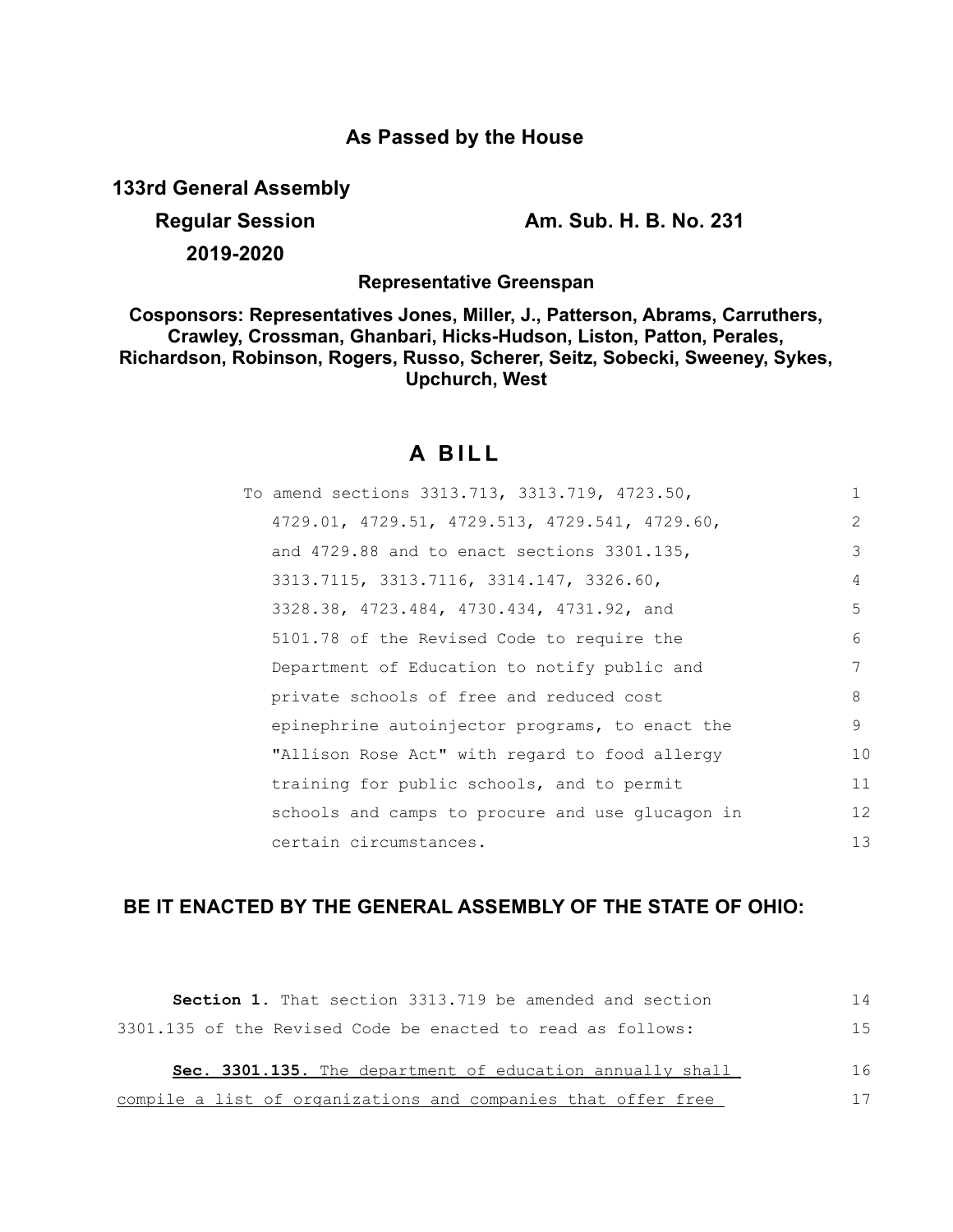## As Passed by the House

**133rd General Assembly**

**Regular Session** **Am. Sub. H. B. No. 231**

**2019-2020**

**Representative Greenspan**

**Cosponsors: Representatives Jones, Miller, J., Patterson, Abrams, Carruthers, Crawley, Crossman, Ghanbari, Hicks-Hudson, Liston, Patton, Perales, Richardson, Robinson, Rogers, Russo, Scherer, Seitz, Sobecki, Sweeney, Sykes, Upchurch, West**

# A BILL

To amend sections 3313.713, 3313.719, 4723.50, 4729.01, 4729.51, 4729.513, 4729.541, 4729.60, and 4729.88 and to enact sections 3301.135, 3313.7115, 3313.7116, 3314.147, 3326.60, 3328.38, 4723.484, 4730.434, 4731.92, and 5101.78 of the Revised Code to require the Department of Education to notify public and private schools of free and reduced cost epinephrine autoinjector programs, to enact the "Allison Rose Act" with regard to food allergy training for public schools, and to permit schools and camps to procure and use glucagon in certain circumstances.

**BE IT ENACTED BY THE GENERAL ASSEMBLY OF THE STATE OF OHIO:**

**Section 1.** That section 3313.719 be amended and section 3301.135 of the Revised Code be enacted to read as follows:

**Sec. 3301.135.** The department of education annually shall compile a list of organizations and companies that offer free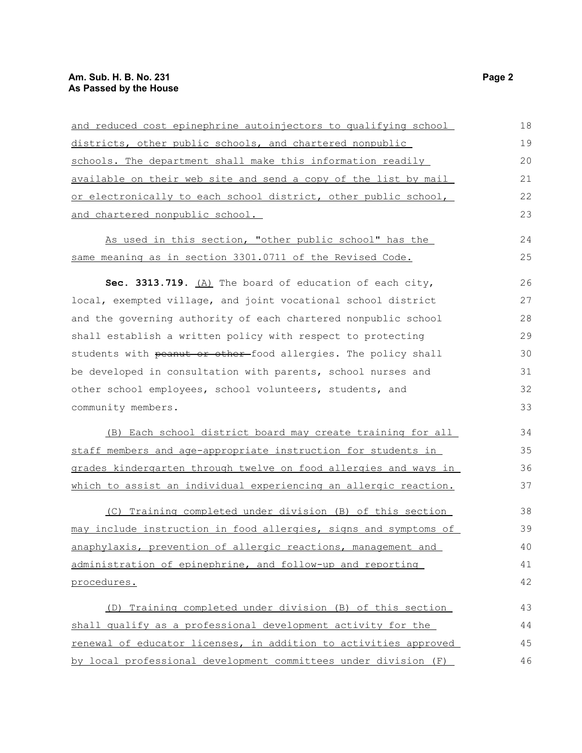and reduced cost epinephrine autoinjectors to qualifying school districts, other public schools, and chartered nonpublic schools. The department shall make this information readily available on their web site and send a copy of the list by mail or electronically to each school district, other public school, and chartered nonpublic school.

As used in this section, "other public school" has the same meaning as in section 3301.0711 of the Revised Code.

**Sec. 3313.719.** (A) The board of education of each city, local, exempted village, and joint vocational school district and the governing authority of each chartered nonpublic school shall establish a written policy with respect to protecting students with ~~peanut or other~~ food allergies. The policy shall be developed in consultation with parents, school nurses and other school employees, school volunteers, students, and community members.

(B) Each school district board may create training for all staff members and age-appropriate instruction for students in grades kindergarten through twelve on food allergies and ways in which to assist an individual experiencing an allergic reaction.

(C) Training completed under division (B) of this section may include instruction in food allergies, signs and symptoms of anaphylaxis, prevention of allergic reactions, management and administration of epinephrine, and follow-up and reporting procedures.

(D) Training completed under division (B) of this section shall qualify as a professional development activity for the renewal of educator licenses, in addition to activities approved by local professional development committees under division (F)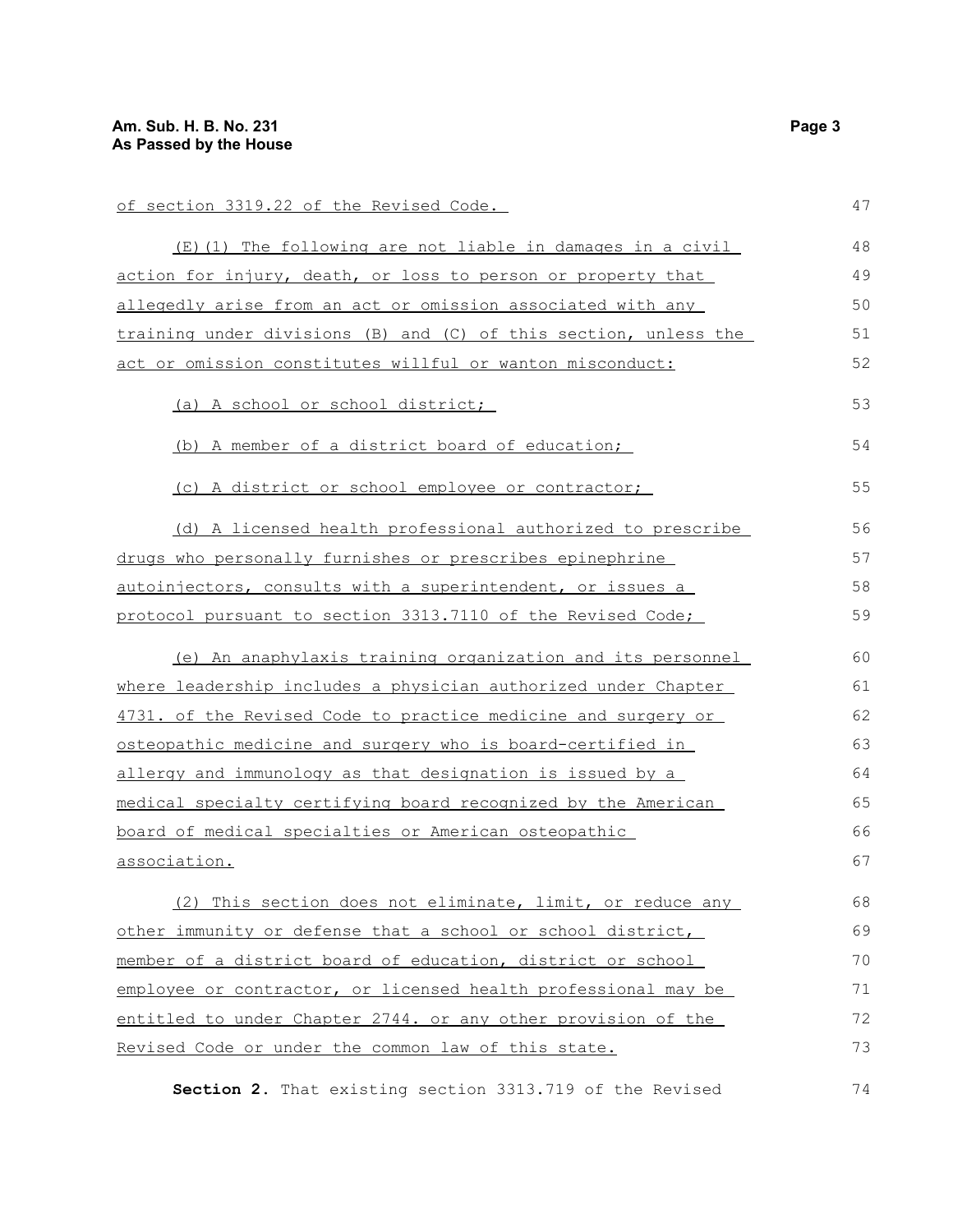of section 3319.22 of the Revised Code.

(E)(1) The following are not liable in damages in a civil action for injury, death, or loss to person or property that allegedly arise from an act or omission associated with any training under divisions (B) and (C) of this section, unless the act or omission constitutes willful or wanton misconduct:

(a) A school or school district;

(b) A member of a district board of education;

(c) A district or school employee or contractor;

(d) A licensed health professional authorized to prescribe drugs who personally furnishes or prescribes epinephrine autoinjectors, consults with a superintendent, or issues a protocol pursuant to section 3313.7110 of the Revised Code;

(e) An anaphylaxis training organization and its personnel where leadership includes a physician authorized under Chapter 4731. of the Revised Code to practice medicine and surgery or osteopathic medicine and surgery who is board-certified in allergy and immunology as that designation is issued by a medical specialty certifying board recognized by the American board of medical specialties or American osteopathic association.

(2) This section does not eliminate, limit, or reduce any other immunity or defense that a school or school district, member of a district board of education, district or school employee or contractor, or licensed health professional may be entitled to under Chapter 2744. or any other provision of the Revised Code or under the common law of this state.

**Section 2.** That existing section 3313.719 of the Revised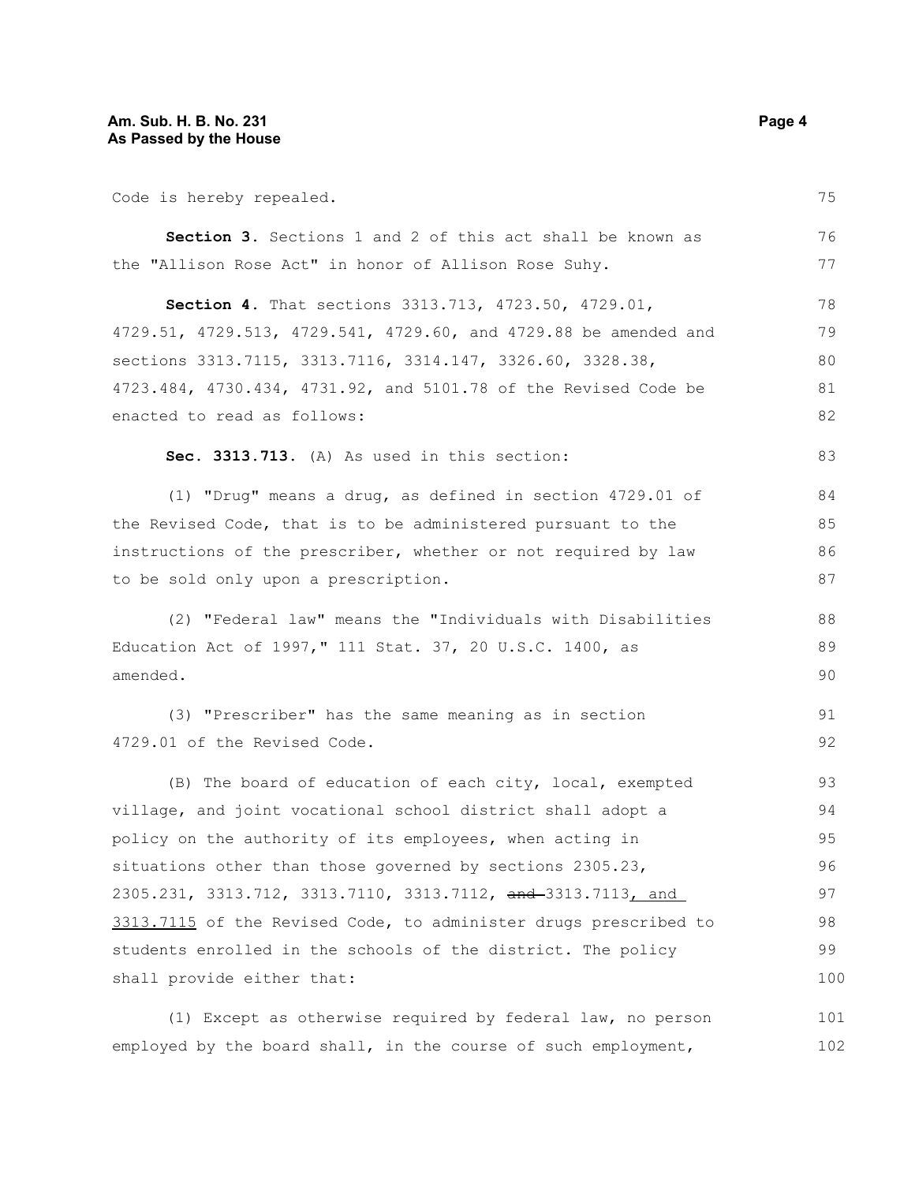Code is hereby repealed.

**Section 3.** Sections 1 and 2 of this act shall be known as the "Allison Rose Act" in honor of Allison Rose Suhy.

**Section 4.** That sections 3313.713, 4723.50, 4729.01, 4729.51, 4729.513, 4729.541, 4729.60, and 4729.88 be amended and sections 3313.7115, 3313.7116, 3314.147, 3326.60, 3328.38, 4723.484, 4730.434, 4731.92, and 5101.78 of the Revised Code be enacted to read as follows:

**Sec. 3313.713.** (A) As used in this section:

(1) "Drug" means a drug, as defined in section 4729.01 of the Revised Code, that is to be administered pursuant to the instructions of the prescriber, whether or not required by law to be sold only upon a prescription.

(2) "Federal law" means the "Individuals with Disabilities Education Act of 1997," 111 Stat. 37, 20 U.S.C. 1400, as amended.

(3) "Prescriber" has the same meaning as in section 4729.01 of the Revised Code.

(B) The board of education of each city, local, exempted village, and joint vocational school district shall adopt a policy on the authority of its employees, when acting in situations other than those governed by sections 2305.23, 2305.231, 3313.712, 3313.7110, 3313.7112, ~~and~~ 3313.7113, and 3313.7115 of the Revised Code, to administer drugs prescribed to students enrolled in the schools of the district. The policy shall provide either that:

(1) Except as otherwise required by federal law, no person employed by the board shall, in the course of such employment,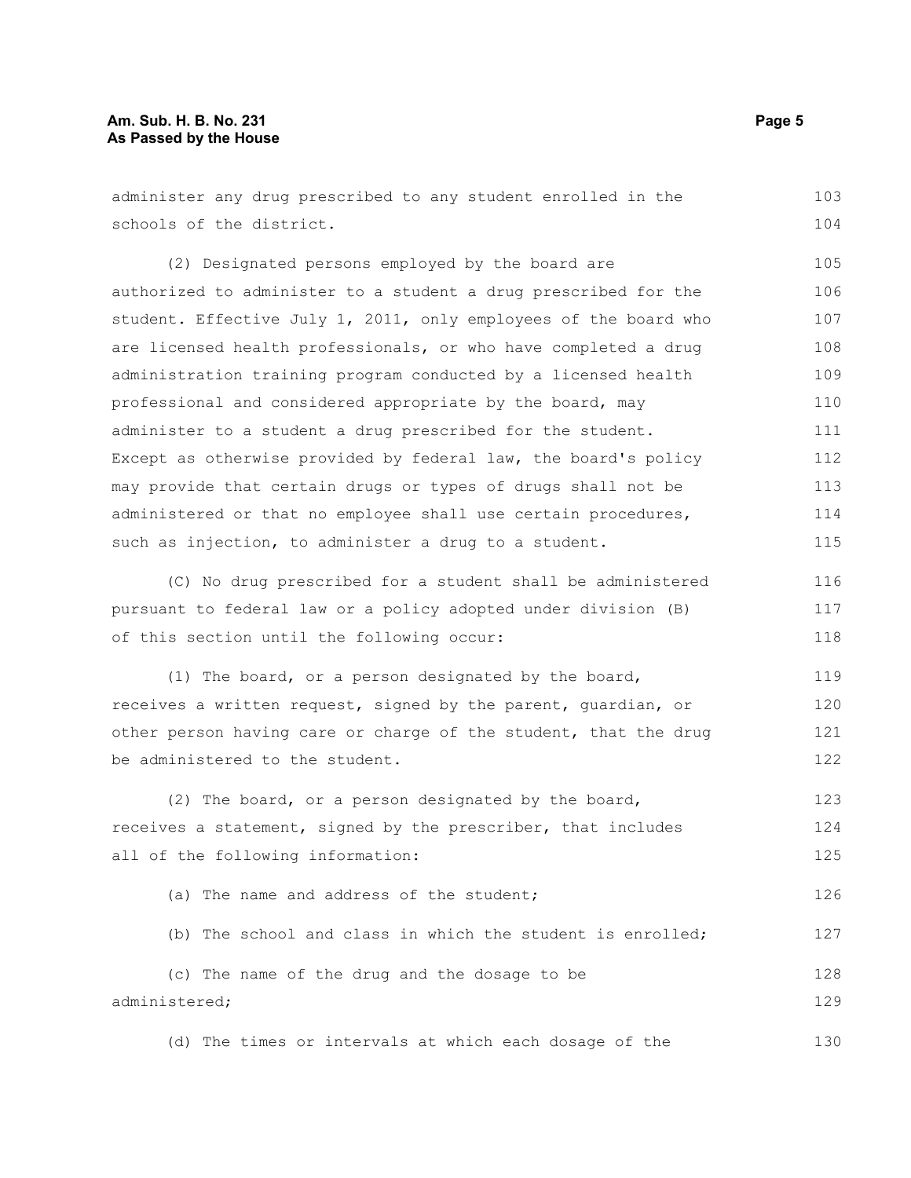administer any drug prescribed to any student enrolled in the schools of the district.

(2) Designated persons employed by the board are authorized to administer to a student a drug prescribed for the student. Effective July 1, 2011, only employees of the board who are licensed health professionals, or who have completed a drug administration training program conducted by a licensed health professional and considered appropriate by the board, may administer to a student a drug prescribed for the student. Except as otherwise provided by federal law, the board's policy may provide that certain drugs or types of drugs shall not be administered or that no employee shall use certain procedures, such as injection, to administer a drug to a student.

(C) No drug prescribed for a student shall be administered pursuant to federal law or a policy adopted under division (B) of this section until the following occur:

(1) The board, or a person designated by the board, receives a written request, signed by the parent, guardian, or other person having care or charge of the student, that the drug be administered to the student.

(2) The board, or a person designated by the board, receives a statement, signed by the prescriber, that includes all of the following information:

(a) The name and address of the student;

(b) The school and class in which the student is enrolled;

(c) The name of the drug and the dosage to be administered;

(d) The times or intervals at which each dosage of the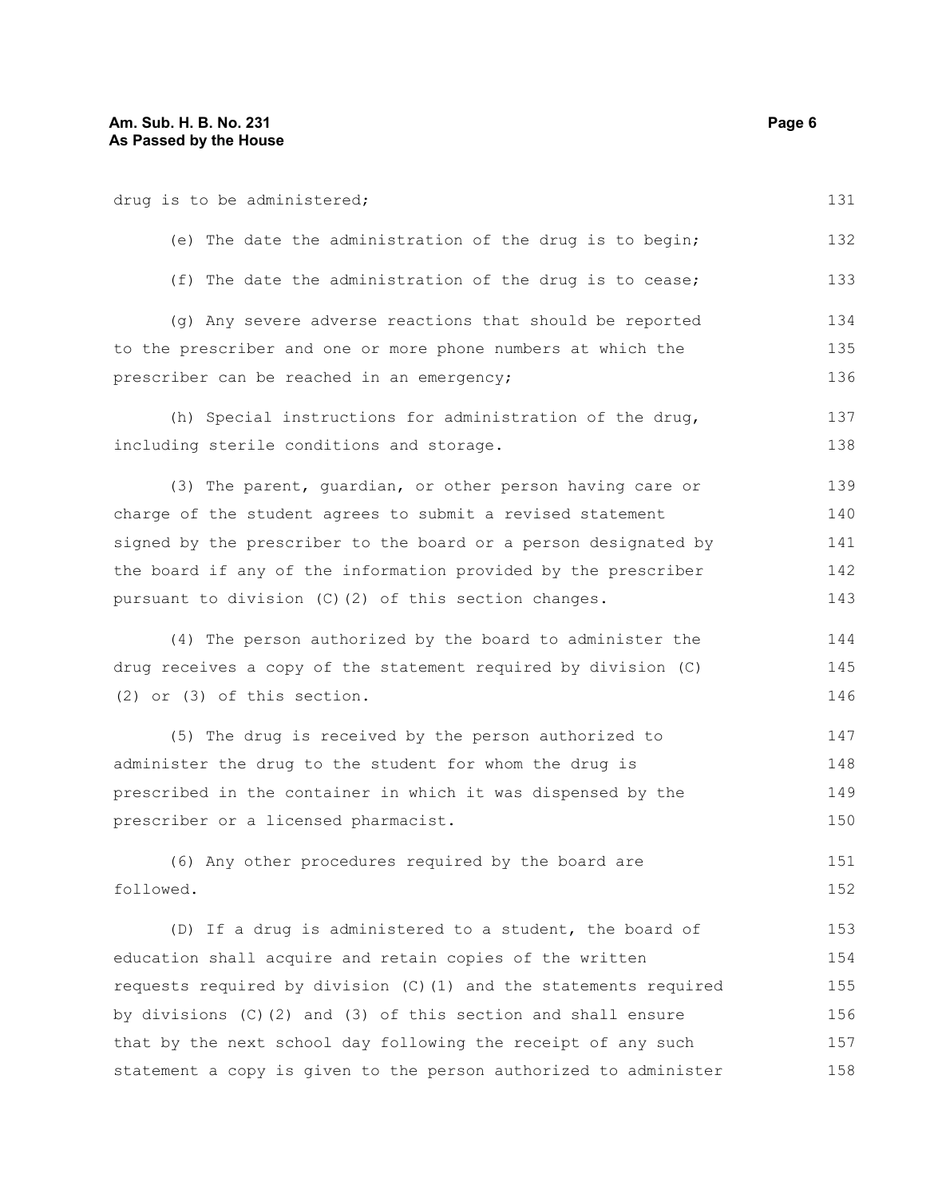drug is to be administered;

(e) The date the administration of the drug is to begin;

(f) The date the administration of the drug is to cease;

(g) Any severe adverse reactions that should be reported to the prescriber and one or more phone numbers at which the prescriber can be reached in an emergency;

(h) Special instructions for administration of the drug, including sterile conditions and storage.

(3) The parent, guardian, or other person having care or charge of the student agrees to submit a revised statement signed by the prescriber to the board or a person designated by the board if any of the information provided by the prescriber pursuant to division (C)(2) of this section changes.

(4) The person authorized by the board to administer the drug receives a copy of the statement required by division (C)(2) or (3) of this section.

(5) The drug is received by the person authorized to administer the drug to the student for whom the drug is prescribed in the container in which it was dispensed by the prescriber or a licensed pharmacist.

(6) Any other procedures required by the board are followed.

(D) If a drug is administered to a student, the board of education shall acquire and retain copies of the written requests required by division (C)(1) and the statements required by divisions (C)(2) and (3) of this section and shall ensure that by the next school day following the receipt of any such statement a copy is given to the person authorized to administer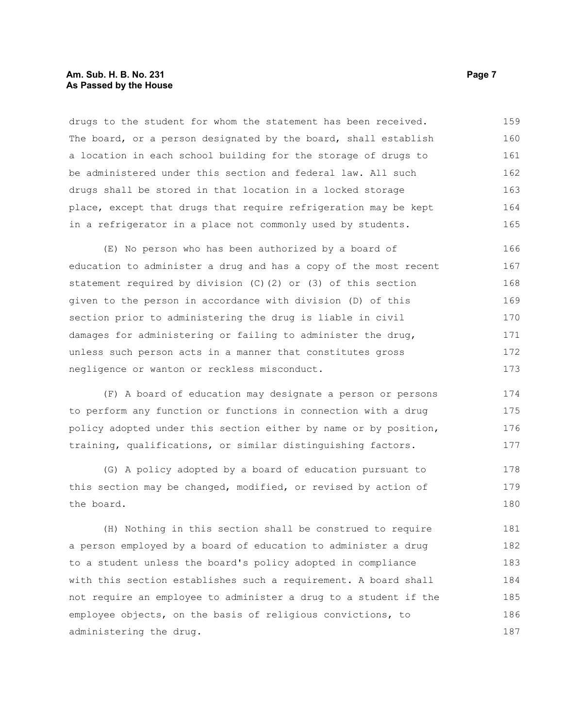drugs to the student for whom the statement has been received. The board, or a person designated by the board, shall establish a location in each school building for the storage of drugs to be administered under this section and federal law. All such drugs shall be stored in that location in a locked storage place, except that drugs that require refrigeration may be kept in a refrigerator in a place not commonly used by students.

(E) No person who has been authorized by a board of education to administer a drug and has a copy of the most recent statement required by division (C)(2) or (3) of this section given to the person in accordance with division (D) of this section prior to administering the drug is liable in civil damages for administering or failing to administer the drug, unless such person acts in a manner that constitutes gross negligence or wanton or reckless misconduct.

(F) A board of education may designate a person or persons to perform any function or functions in connection with a drug policy adopted under this section either by name or by position, training, qualifications, or similar distinguishing factors.

(G) A policy adopted by a board of education pursuant to this section may be changed, modified, or revised by action of the board.

(H) Nothing in this section shall be construed to require a person employed by a board of education to administer a drug to a student unless the board's policy adopted in compliance with this section establishes such a requirement. A board shall not require an employee to administer a drug to a student if the employee objects, on the basis of religious convictions, to administering the drug.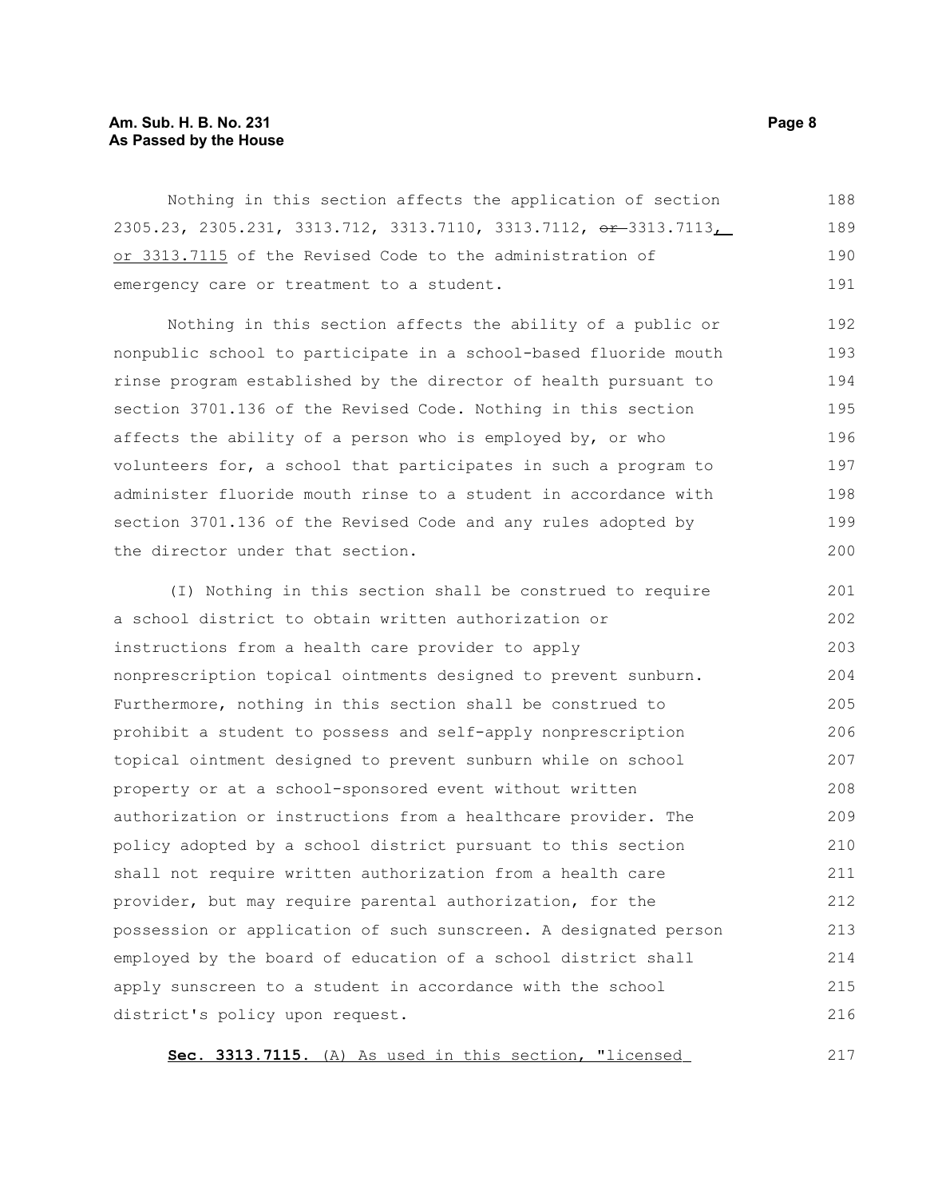Nothing in this section affects the application of section 2305.23, 2305.231, 3313.712, 3313.7110, 3313.7112, ~~or~~ 3313.7113, or 3313.7115 of the Revised Code to the administration of emergency care or treatment to a student.

Nothing in this section affects the ability of a public or nonpublic school to participate in a school-based fluoride mouth rinse program established by the director of health pursuant to section 3701.136 of the Revised Code. Nothing in this section affects the ability of a person who is employed by, or who volunteers for, a school that participates in such a program to administer fluoride mouth rinse to a student in accordance with section 3701.136 of the Revised Code and any rules adopted by the director under that section.

(I) Nothing in this section shall be construed to require a school district to obtain written authorization or instructions from a health care provider to apply nonprescription topical ointments designed to prevent sunburn. Furthermore, nothing in this section shall be construed to prohibit a student to possess and self-apply nonprescription topical ointment designed to prevent sunburn while on school property or at a school-sponsored event without written authorization or instructions from a healthcare provider. The policy adopted by a school district pursuant to this section shall not require written authorization from a health care provider, but may require parental authorization, for the possession or application of such sunscreen. A designated person employed by the board of education of a school district shall apply sunscreen to a student in accordance with the school district's policy upon request.

**Sec. 3313.7115.** (A) As used in this section, "licensed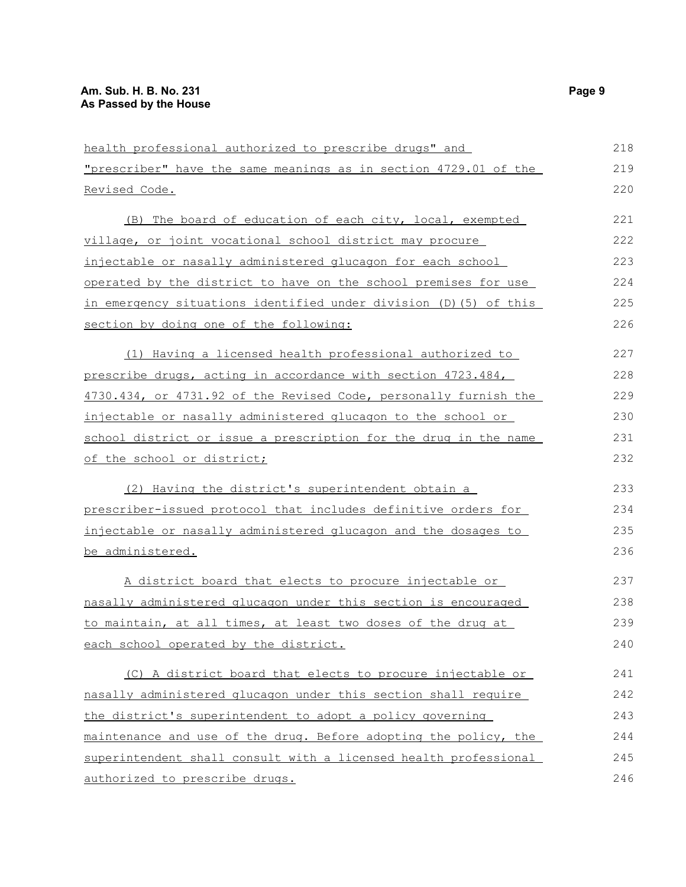health professional authorized to prescribe drugs" and "prescriber" have the same meanings as in section 4729.01 of the Revised Code.

(B) The board of education of each city, local, exempted village, or joint vocational school district may procure injectable or nasally administered glucagon for each school operated by the district to have on the school premises for use in emergency situations identified under division (D)(5) of this section by doing one of the following:

(1) Having a licensed health professional authorized to prescribe drugs, acting in accordance with section 4723.484, 4730.434, or 4731.92 of the Revised Code, personally furnish the injectable or nasally administered glucagon to the school or school district or issue a prescription for the drug in the name of the school or district;

(2) Having the district's superintendent obtain a prescriber-issued protocol that includes definitive orders for injectable or nasally administered glucagon and the dosages to be administered.

A district board that elects to procure injectable or nasally administered glucagon under this section is encouraged to maintain, at all times, at least two doses of the drug at each school operated by the district.

(C) A district board that elects to procure injectable or nasally administered glucagon under this section shall require the district's superintendent to adopt a policy governing maintenance and use of the drug. Before adopting the policy, the superintendent shall consult with a licensed health professional authorized to prescribe drugs.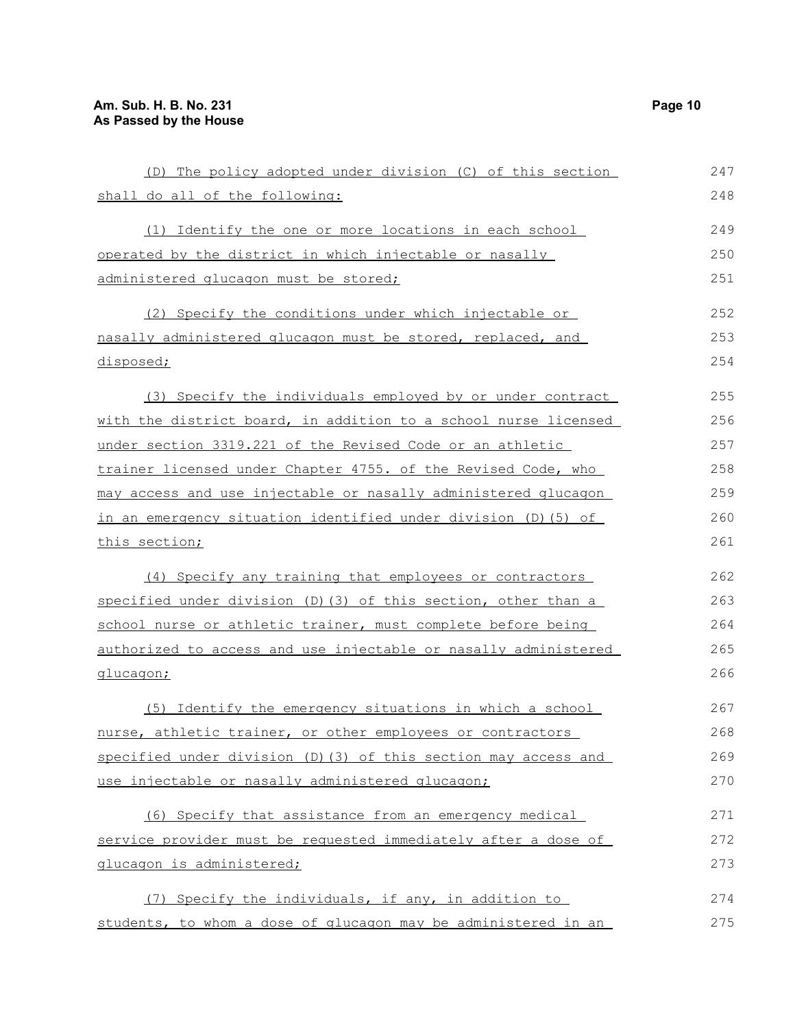(D) The policy adopted under division (C) of this section shall do all of the following:

(1) Identify the one or more locations in each school operated by the district in which injectable or nasally administered glucagon must be stored;

(2) Specify the conditions under which injectable or nasally administered glucagon must be stored, replaced, and disposed;

(3) Specify the individuals employed by or under contract with the district board, in addition to a school nurse licensed under section 3319.221 of the Revised Code or an athletic trainer licensed under Chapter 4755. of the Revised Code, who may access and use injectable or nasally administered glucagon in an emergency situation identified under division (D)(5) of this section;

(4) Specify any training that employees or contractors specified under division (D)(3) of this section, other than a school nurse or athletic trainer, must complete before being authorized to access and use injectable or nasally administered glucagon;

(5) Identify the emergency situations in which a school nurse, athletic trainer, or other employees or contractors specified under division (D)(3) of this section may access and use injectable or nasally administered glucagon;

(6) Specify that assistance from an emergency medical service provider must be requested immediately after a dose of glucagon is administered;

(7) Specify the individuals, if any, in addition to students, to whom a dose of glucagon may be administered in an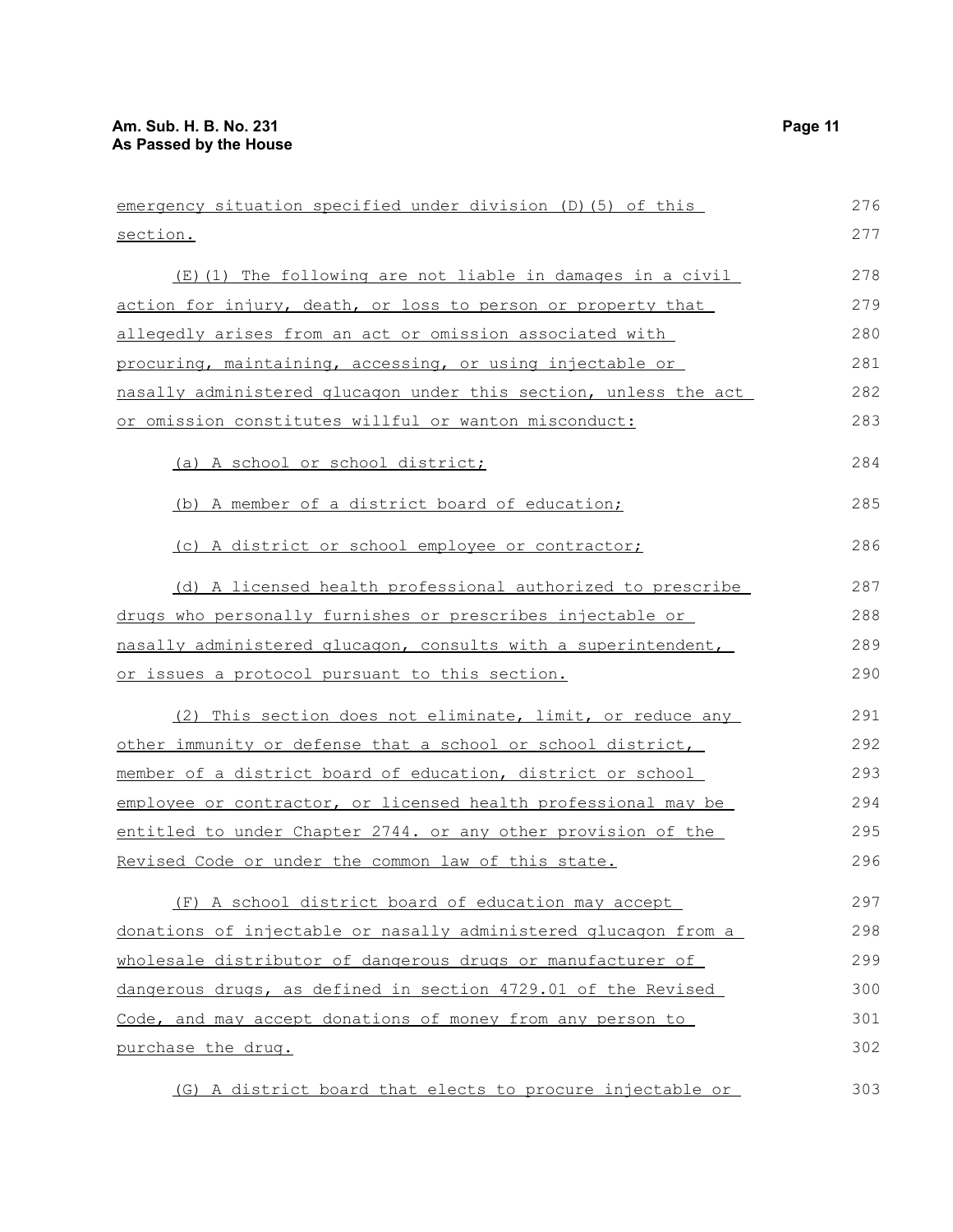emergency situation specified under division (D)(5) of this section.

(E)(1) The following are not liable in damages in a civil action for injury, death, or loss to person or property that allegedly arises from an act or omission associated with procuring, maintaining, accessing, or using injectable or nasally administered glucagon under this section, unless the act or omission constitutes willful or wanton misconduct:

(a) A school or school district;

(b) A member of a district board of education;

(c) A district or school employee or contractor;

(d) A licensed health professional authorized to prescribe drugs who personally furnishes or prescribes injectable or nasally administered glucagon, consults with a superintendent, or issues a protocol pursuant to this section.

(2) This section does not eliminate, limit, or reduce any other immunity or defense that a school or school district, member of a district board of education, district or school employee or contractor, or licensed health professional may be entitled to under Chapter 2744. or any other provision of the Revised Code or under the common law of this state.

(F) A school district board of education may accept donations of injectable or nasally administered glucagon from a wholesale distributor of dangerous drugs or manufacturer of dangerous drugs, as defined in section 4729.01 of the Revised Code, and may accept donations of money from any person to purchase the drug.

(G) A district board that elects to procure injectable or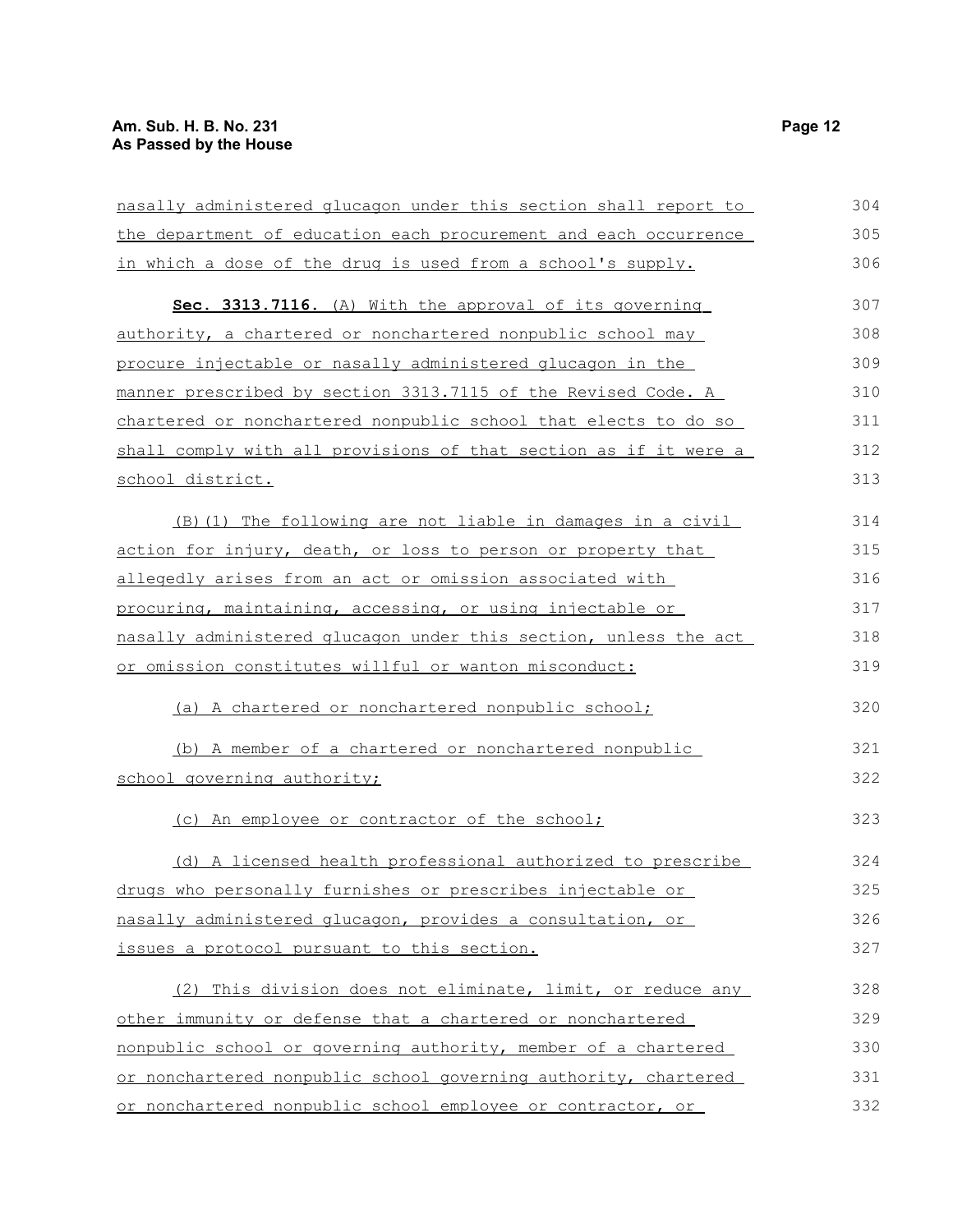nasally administered glucagon under this section shall report to the department of education each procurement and each occurrence in which a dose of the drug is used from a school's supply.

**Sec. 3313.7116.** (A) With the approval of its governing authority, a chartered or nonchartered nonpublic school may procure injectable or nasally administered glucagon in the manner prescribed by section 3313.7115 of the Revised Code. A chartered or nonchartered nonpublic school that elects to do so shall comply with all provisions of that section as if it were a school district.

(B)(1) The following are not liable in damages in a civil action for injury, death, or loss to person or property that allegedly arises from an act or omission associated with procuring, maintaining, accessing, or using injectable or nasally administered glucagon under this section, unless the act or omission constitutes willful or wanton misconduct:

(a) A chartered or nonchartered nonpublic school;

(b) A member of a chartered or nonchartered nonpublic school governing authority;

(c) An employee or contractor of the school;

(d) A licensed health professional authorized to prescribe drugs who personally furnishes or prescribes injectable or nasally administered glucagon, provides a consultation, or issues a protocol pursuant to this section.

(2) This division does not eliminate, limit, or reduce any other immunity or defense that a chartered or nonchartered nonpublic school or governing authority, member of a chartered or nonchartered nonpublic school governing authority, chartered or nonchartered nonpublic school employee or contractor, or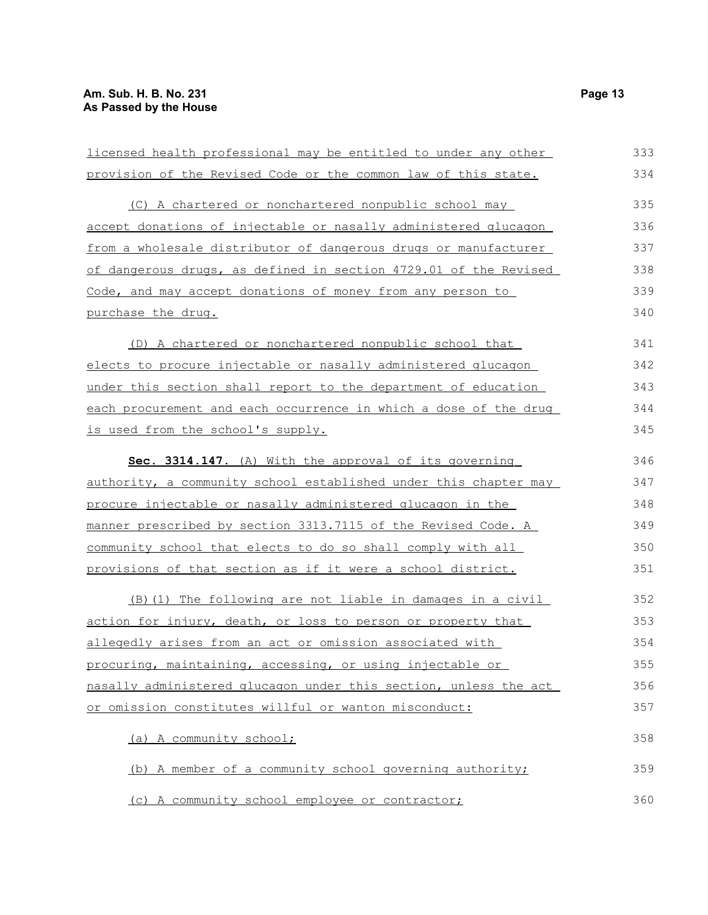licensed health professional may be entitled to under any other provision of the Revised Code or the common law of this state.

(C) A chartered or nonchartered nonpublic school may accept donations of injectable or nasally administered glucagon from a wholesale distributor of dangerous drugs or manufacturer of dangerous drugs, as defined in section 4729.01 of the Revised Code, and may accept donations of money from any person to purchase the drug.

(D) A chartered or nonchartered nonpublic school that elects to procure injectable or nasally administered glucagon under this section shall report to the department of education each procurement and each occurrence in which a dose of the drug is used from the school's supply.

**Sec. 3314.147.** (A) With the approval of its governing authority, a community school established under this chapter may procure injectable or nasally administered glucagon in the manner prescribed by section 3313.7115 of the Revised Code. A community school that elects to do so shall comply with all provisions of that section as if it were a school district.

(B)(1) The following are not liable in damages in a civil action for injury, death, or loss to person or property that allegedly arises from an act or omission associated with procuring, maintaining, accessing, or using injectable or nasally administered glucagon under this section, unless the act or omission constitutes willful or wanton misconduct:

(a) A community school;

(b) A member of a community school governing authority;

(c) A community school employee or contractor;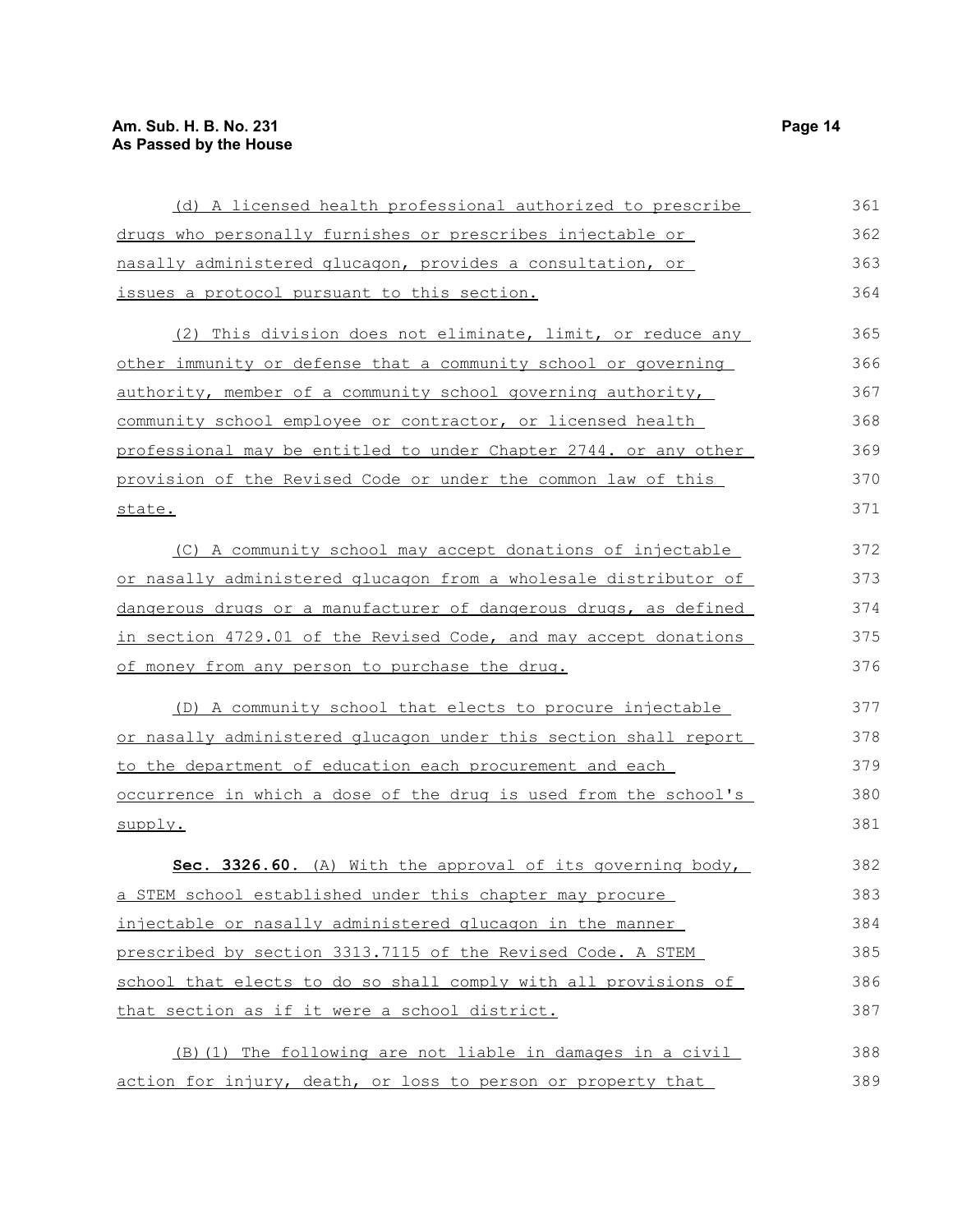(d) A licensed health professional authorized to prescribe drugs who personally furnishes or prescribes injectable or nasally administered glucagon, provides a consultation, or issues a protocol pursuant to this section.

(2) This division does not eliminate, limit, or reduce any other immunity or defense that a community school or governing authority, member of a community school governing authority, community school employee or contractor, or licensed health professional may be entitled to under Chapter 2744. or any other provision of the Revised Code or under the common law of this state.

(C) A community school may accept donations of injectable or nasally administered glucagon from a wholesale distributor of dangerous drugs or a manufacturer of dangerous drugs, as defined in section 4729.01 of the Revised Code, and may accept donations of money from any person to purchase the drug.

(D) A community school that elects to procure injectable or nasally administered glucagon under this section shall report to the department of education each procurement and each occurrence in which a dose of the drug is used from the school's supply.

**Sec. 3326.60.** (A) With the approval of its governing body, a STEM school established under this chapter may procure injectable or nasally administered glucagon in the manner prescribed by section 3313.7115 of the Revised Code. A STEM school that elects to do so shall comply with all provisions of that section as if it were a school district.

(B)(1) The following are not liable in damages in a civil action for injury, death, or loss to person or property that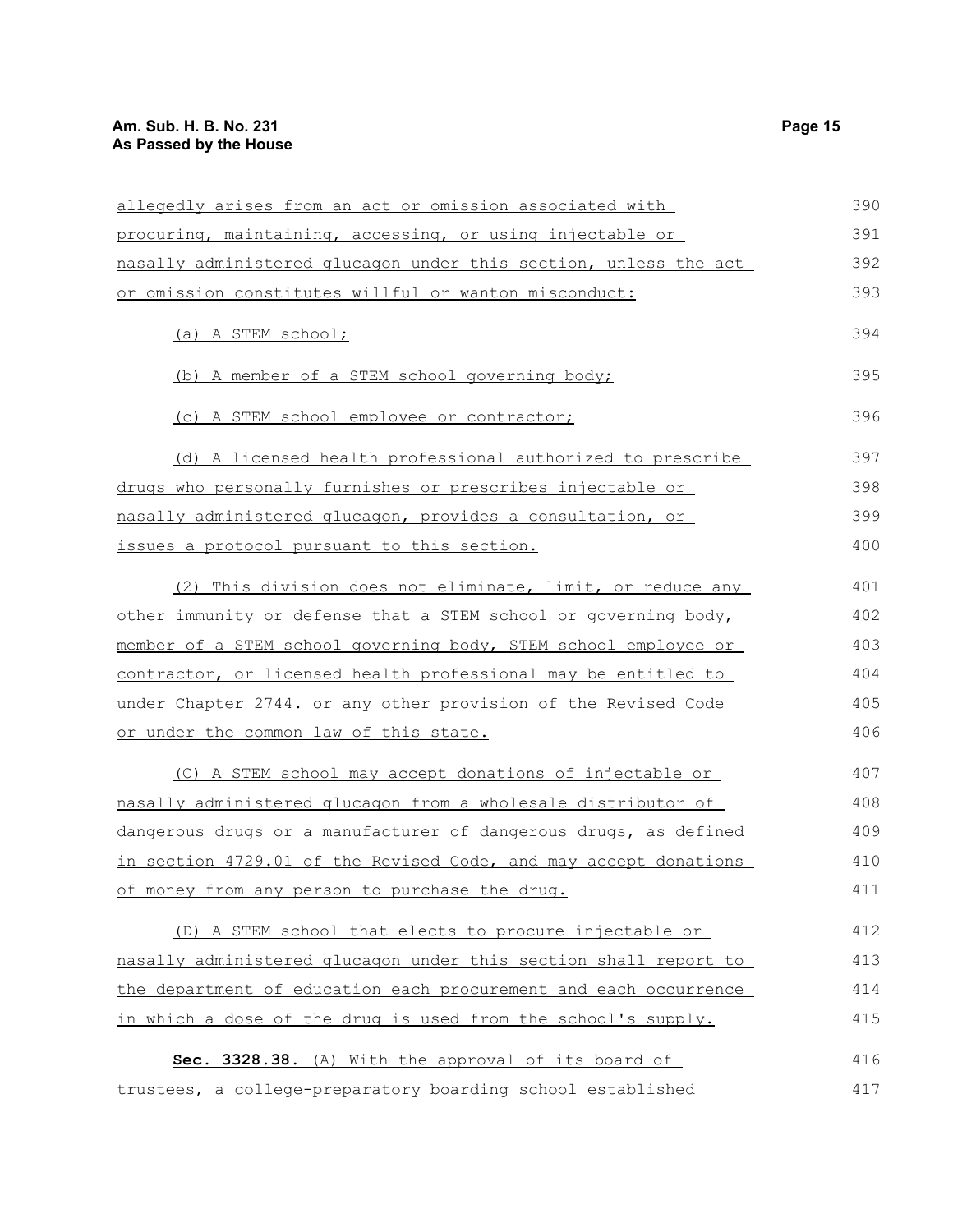allegedly arises from an act or omission associated with procuring, maintaining, accessing, or using injectable or nasally administered glucagon under this section, unless the act or omission constitutes willful or wanton misconduct:

(a) A STEM school;

(b) A member of a STEM school governing body;

(c) A STEM school employee or contractor;

(d) A licensed health professional authorized to prescribe drugs who personally furnishes or prescribes injectable or nasally administered glucagon, provides a consultation, or issues a protocol pursuant to this section.

(2) This division does not eliminate, limit, or reduce any other immunity or defense that a STEM school or governing body, member of a STEM school governing body, STEM school employee or contractor, or licensed health professional may be entitled to under Chapter 2744. or any other provision of the Revised Code or under the common law of this state.

(C) A STEM school may accept donations of injectable or nasally administered glucagon from a wholesale distributor of dangerous drugs or a manufacturer of dangerous drugs, as defined in section 4729.01 of the Revised Code, and may accept donations of money from any person to purchase the drug.

(D) A STEM school that elects to procure injectable or nasally administered glucagon under this section shall report to the department of education each procurement and each occurrence in which a dose of the drug is used from the school's supply.

**Sec. 3328.38.** (A) With the approval of its board of trustees, a college-preparatory boarding school established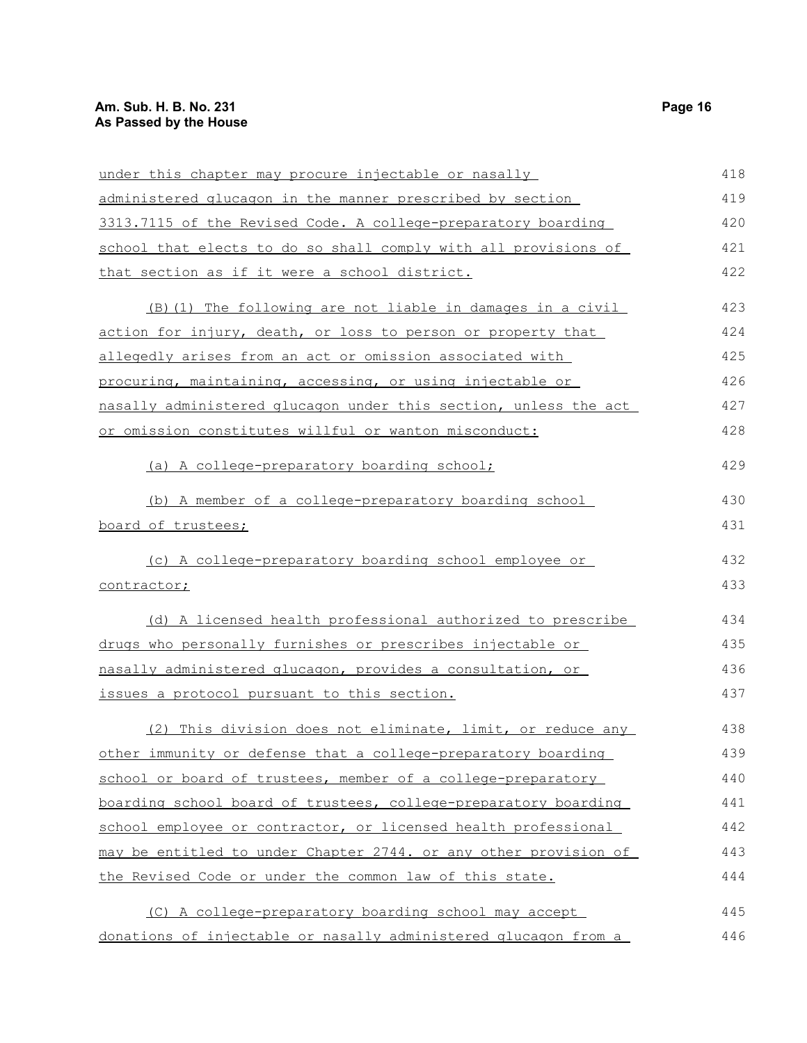under this chapter may procure injectable or nasally administered glucagon in the manner prescribed by section 3313.7115 of the Revised Code. A college-preparatory boarding school that elects to do so shall comply with all provisions of that section as if it were a school district.

(B)(1) The following are not liable in damages in a civil action for injury, death, or loss to person or property that allegedly arises from an act or omission associated with procuring, maintaining, accessing, or using injectable or nasally administered glucagon under this section, unless the act or omission constitutes willful or wanton misconduct:

(a) A college-preparatory boarding school;

(b) A member of a college-preparatory boarding school board of trustees;

(c) A college-preparatory boarding school employee or contractor;

(d) A licensed health professional authorized to prescribe drugs who personally furnishes or prescribes injectable or nasally administered glucagon, provides a consultation, or issues a protocol pursuant to this section.

(2) This division does not eliminate, limit, or reduce any other immunity or defense that a college-preparatory boarding school or board of trustees, member of a college-preparatory boarding school board of trustees, college-preparatory boarding school employee or contractor, or licensed health professional may be entitled to under Chapter 2744. or any other provision of the Revised Code or under the common law of this state.

(C) A college-preparatory boarding school may accept donations of injectable or nasally administered glucagon from a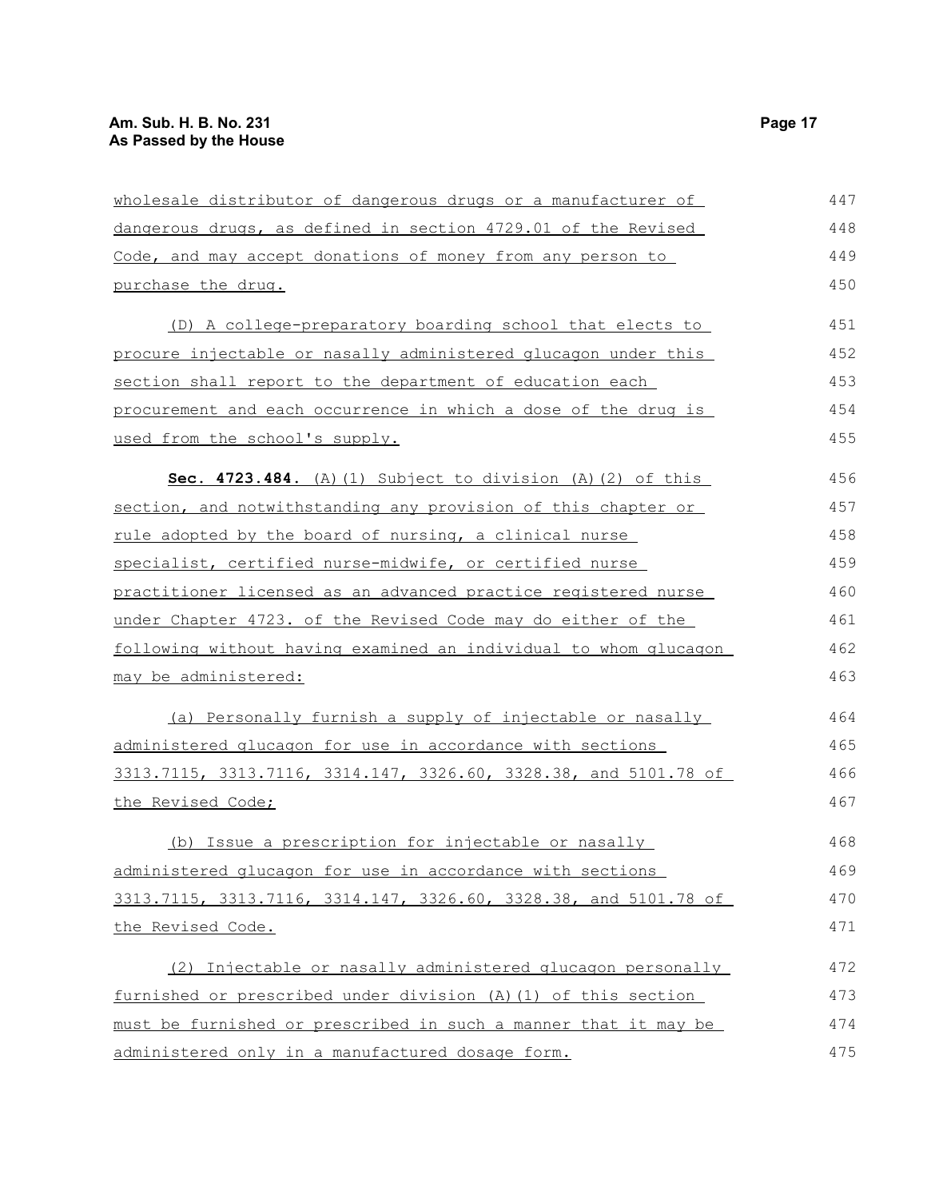wholesale distributor of dangerous drugs or a manufacturer of dangerous drugs, as defined in section 4729.01 of the Revised Code, and may accept donations of money from any person to purchase the drug.

(D) A college-preparatory boarding school that elects to procure injectable or nasally administered glucagon under this section shall report to the department of education each procurement and each occurrence in which a dose of the drug is used from the school's supply.

**Sec. 4723.484.** (A)(1) Subject to division (A)(2) of this section, and notwithstanding any provision of this chapter or rule adopted by the board of nursing, a clinical nurse specialist, certified nurse-midwife, or certified nurse practitioner licensed as an advanced practice registered nurse under Chapter 4723. of the Revised Code may do either of the following without having examined an individual to whom glucagon may be administered:

(a) Personally furnish a supply of injectable or nasally administered glucagon for use in accordance with sections 3313.7115, 3313.7116, 3314.147, 3326.60, 3328.38, and 5101.78 of the Revised Code;

(b) Issue a prescription for injectable or nasally administered glucagon for use in accordance with sections 3313.7115, 3313.7116, 3314.147, 3326.60, 3328.38, and 5101.78 of the Revised Code.

(2) Injectable or nasally administered glucagon personally furnished or prescribed under division (A)(1) of this section must be furnished or prescribed in such a manner that it may be administered only in a manufactured dosage form.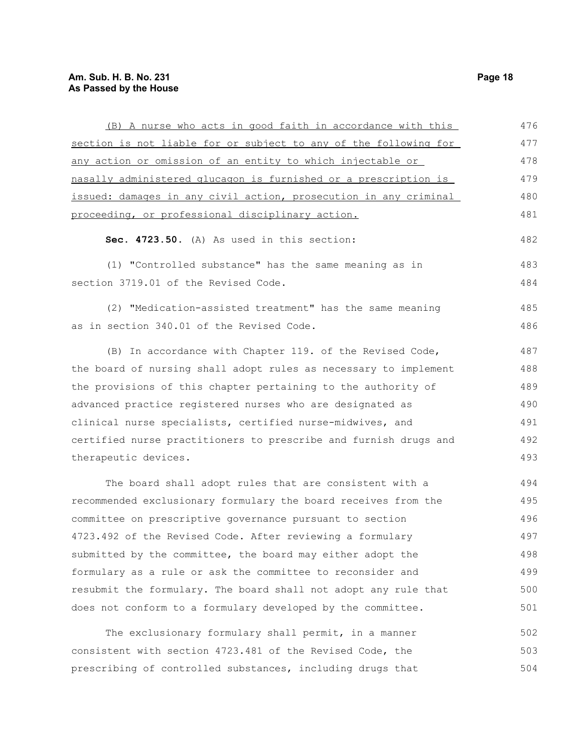(B) A nurse who acts in good faith in accordance with this section is not liable for or subject to any of the following for any action or omission of an entity to which injectable or nasally administered glucagon is furnished or a prescription is issued: damages in any civil action, prosecution in any criminal proceeding, or professional disciplinary action.

**Sec. 4723.50.** (A) As used in this section:

(1) "Controlled substance" has the same meaning as in section 3719.01 of the Revised Code.

(2) "Medication-assisted treatment" has the same meaning as in section 340.01 of the Revised Code.

(B) In accordance with Chapter 119. of the Revised Code, the board of nursing shall adopt rules as necessary to implement the provisions of this chapter pertaining to the authority of advanced practice registered nurses who are designated as clinical nurse specialists, certified nurse-midwives, and certified nurse practitioners to prescribe and furnish drugs and therapeutic devices.

The board shall adopt rules that are consistent with a recommended exclusionary formulary the board receives from the committee on prescriptive governance pursuant to section 4723.492 of the Revised Code. After reviewing a formulary submitted by the committee, the board may either adopt the formulary as a rule or ask the committee to reconsider and resubmit the formulary. The board shall not adopt any rule that does not conform to a formulary developed by the committee.

The exclusionary formulary shall permit, in a manner consistent with section 4723.481 of the Revised Code, the prescribing of controlled substances, including drugs that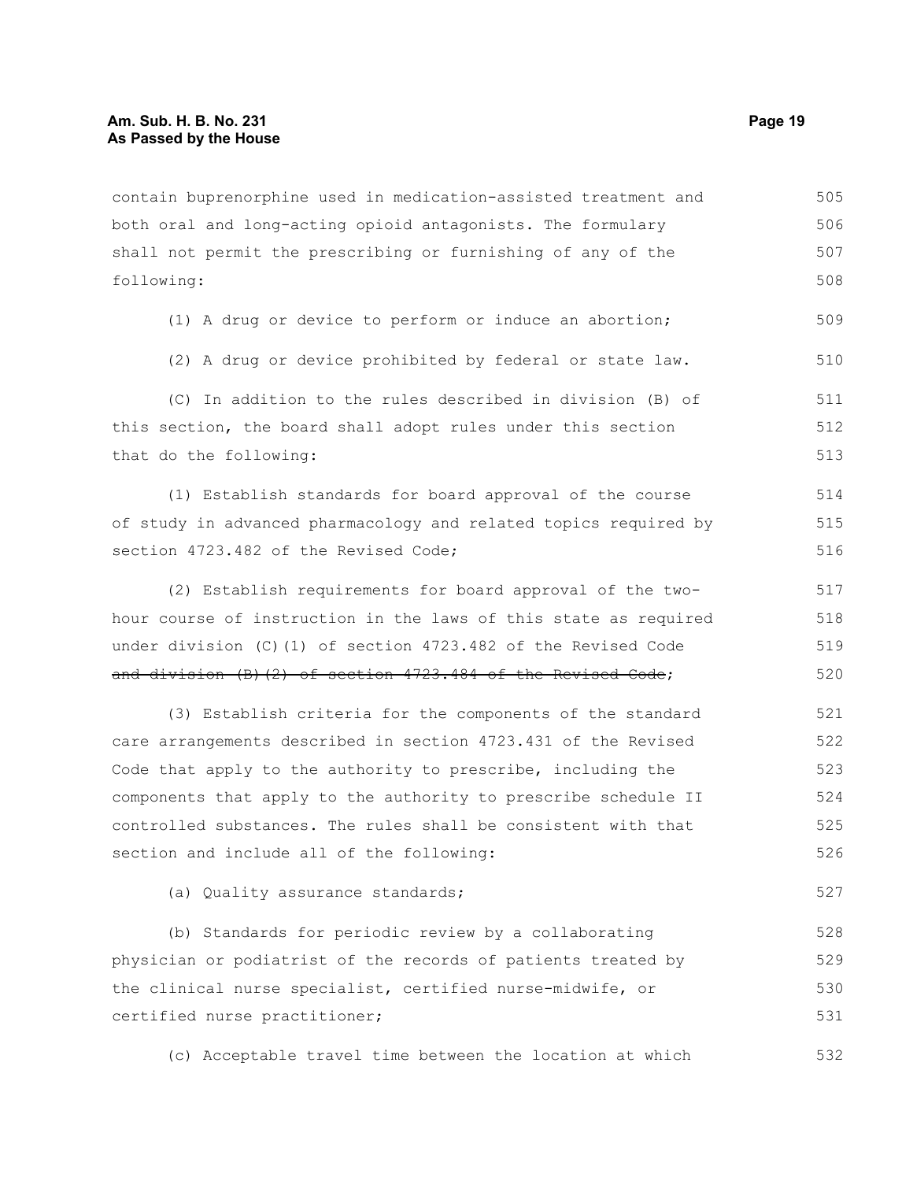contain buprenorphine used in medication-assisted treatment and both oral and long-acting opioid antagonists. The formulary shall not permit the prescribing or furnishing of any of the following:

(1) A drug or device to perform or induce an abortion;

(2) A drug or device prohibited by federal or state law.

(C) In addition to the rules described in division (B) of this section, the board shall adopt rules under this section that do the following:

(1) Establish standards for board approval of the course of study in advanced pharmacology and related topics required by section 4723.482 of the Revised Code;

(2) Establish requirements for board approval of the two-hour course of instruction in the laws of this state as required under division (C)(1) of section 4723.482 of the Revised Code ~~and division (B)(2) of section 4723.484 of the Revised Code~~;

(3) Establish criteria for the components of the standard care arrangements described in section 4723.431 of the Revised Code that apply to the authority to prescribe, including the components that apply to the authority to prescribe schedule II controlled substances. The rules shall be consistent with that section and include all of the following:

(a) Quality assurance standards;

(b) Standards for periodic review by a collaborating physician or podiatrist of the records of patients treated by the clinical nurse specialist, certified nurse-midwife, or certified nurse practitioner;

(c) Acceptable travel time between the location at which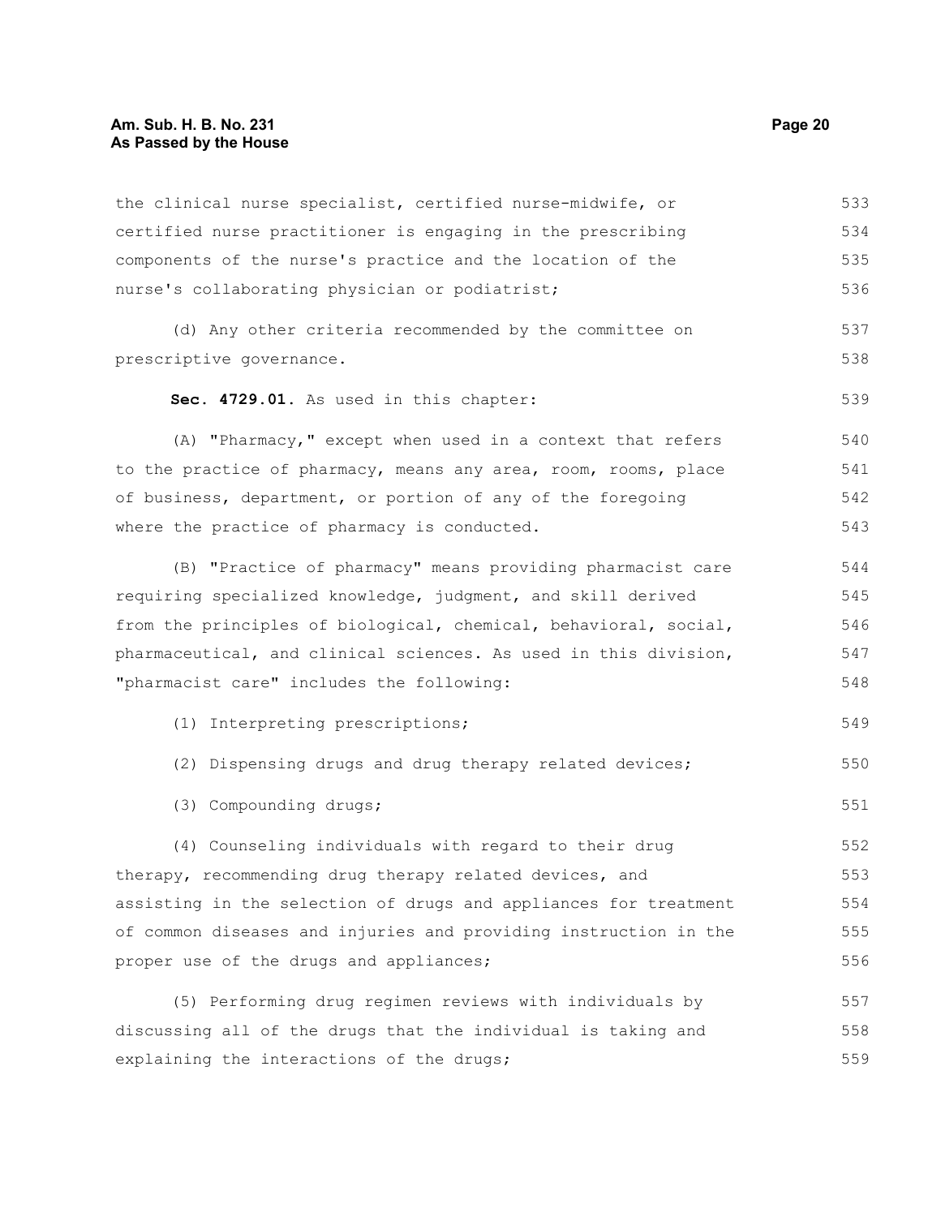the clinical nurse specialist, certified nurse-midwife, or certified nurse practitioner is engaging in the prescribing components of the nurse's practice and the location of the nurse's collaborating physician or podiatrist;

(d) Any other criteria recommended by the committee on prescriptive governance.

**Sec. 4729.01.** As used in this chapter:

(A) "Pharmacy," except when used in a context that refers to the practice of pharmacy, means any area, room, rooms, place of business, department, or portion of any of the foregoing where the practice of pharmacy is conducted.

(B) "Practice of pharmacy" means providing pharmacist care requiring specialized knowledge, judgment, and skill derived from the principles of biological, chemical, behavioral, social, pharmaceutical, and clinical sciences. As used in this division, "pharmacist care" includes the following:

(1) Interpreting prescriptions;

(2) Dispensing drugs and drug therapy related devices;

(3) Compounding drugs;

(4) Counseling individuals with regard to their drug therapy, recommending drug therapy related devices, and assisting in the selection of drugs and appliances for treatment of common diseases and injuries and providing instruction in the proper use of the drugs and appliances;

(5) Performing drug regimen reviews with individuals by discussing all of the drugs that the individual is taking and explaining the interactions of the drugs;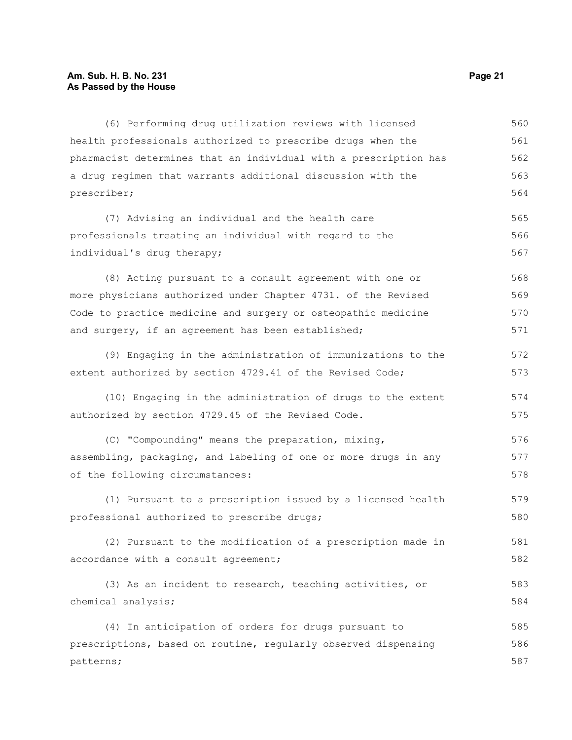(6) Performing drug utilization reviews with licensed health professionals authorized to prescribe drugs when the pharmacist determines that an individual with a prescription has a drug regimen that warrants additional discussion with the prescriber;

(7) Advising an individual and the health care professionals treating an individual with regard to the individual's drug therapy;

(8) Acting pursuant to a consult agreement with one or more physicians authorized under Chapter 4731. of the Revised Code to practice medicine and surgery or osteopathic medicine and surgery, if an agreement has been established;

(9) Engaging in the administration of immunizations to the extent authorized by section 4729.41 of the Revised Code;

(10) Engaging in the administration of drugs to the extent authorized by section 4729.45 of the Revised Code.

(C) "Compounding" means the preparation, mixing, assembling, packaging, and labeling of one or more drugs in any of the following circumstances:

(1) Pursuant to a prescription issued by a licensed health professional authorized to prescribe drugs;

(2) Pursuant to the modification of a prescription made in accordance with a consult agreement;

(3) As an incident to research, teaching activities, or chemical analysis;

(4) In anticipation of orders for drugs pursuant to prescriptions, based on routine, regularly observed dispensing patterns;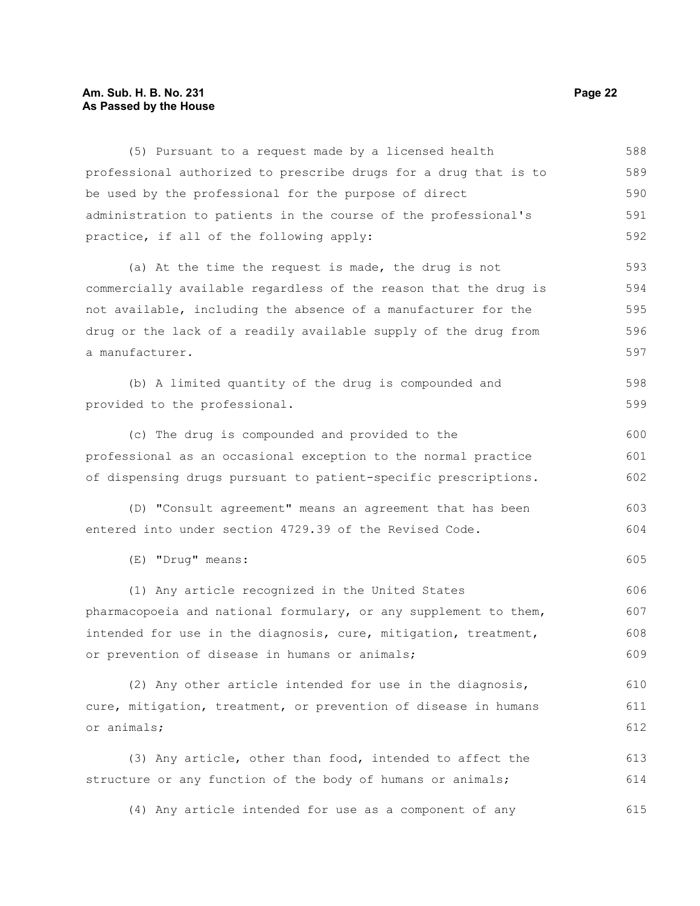(5) Pursuant to a request made by a licensed health professional authorized to prescribe drugs for a drug that is to be used by the professional for the purpose of direct administration to patients in the course of the professional's practice, if all of the following apply:

(a) At the time the request is made, the drug is not commercially available regardless of the reason that the drug is not available, including the absence of a manufacturer for the drug or the lack of a readily available supply of the drug from a manufacturer.

(b) A limited quantity of the drug is compounded and provided to the professional.

(c) The drug is compounded and provided to the professional as an occasional exception to the normal practice of dispensing drugs pursuant to patient-specific prescriptions.

(D) "Consult agreement" means an agreement that has been entered into under section 4729.39 of the Revised Code.

(E) "Drug" means:

(1) Any article recognized in the United States pharmacopoeia and national formulary, or any supplement to them, intended for use in the diagnosis, cure, mitigation, treatment, or prevention of disease in humans or animals;

(2) Any other article intended for use in the diagnosis, cure, mitigation, treatment, or prevention of disease in humans or animals;

(3) Any article, other than food, intended to affect the structure or any function of the body of humans or animals;

(4) Any article intended for use as a component of any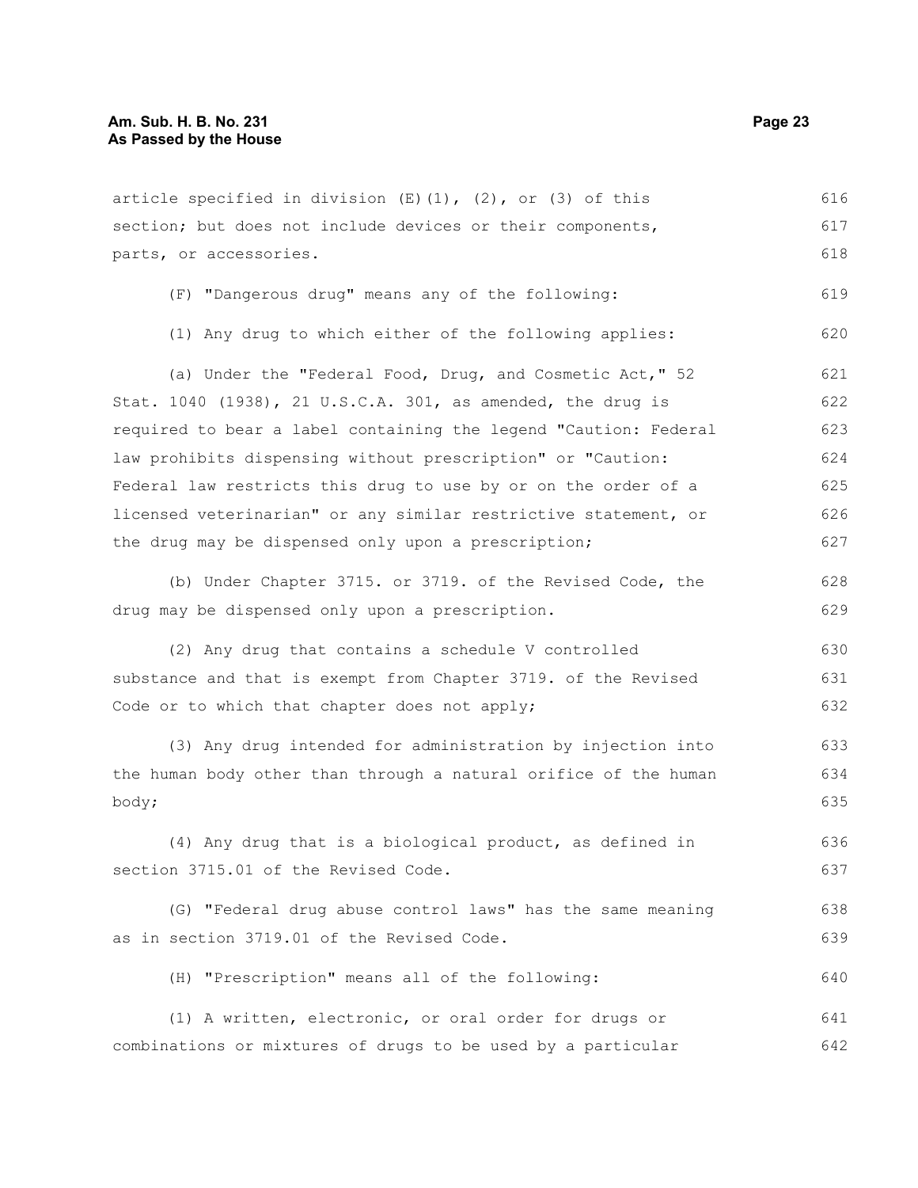article specified in division (E)(1), (2), or (3) of this section; but does not include devices or their components, parts, or accessories.

(F) "Dangerous drug" means any of the following:

(1) Any drug to which either of the following applies:

(a) Under the "Federal Food, Drug, and Cosmetic Act," 52 Stat. 1040 (1938), 21 U.S.C.A. 301, as amended, the drug is required to bear a label containing the legend "Caution: Federal law prohibits dispensing without prescription" or "Caution: Federal law restricts this drug to use by or on the order of a licensed veterinarian" or any similar restrictive statement, or the drug may be dispensed only upon a prescription;

(b) Under Chapter 3715. or 3719. of the Revised Code, the drug may be dispensed only upon a prescription.

(2) Any drug that contains a schedule V controlled substance and that is exempt from Chapter 3719. of the Revised Code or to which that chapter does not apply;

(3) Any drug intended for administration by injection into the human body other than through a natural orifice of the human body;

(4) Any drug that is a biological product, as defined in section 3715.01 of the Revised Code.

(G) "Federal drug abuse control laws" has the same meaning as in section 3719.01 of the Revised Code.

(H) "Prescription" means all of the following:

(1) A written, electronic, or oral order for drugs or combinations or mixtures of drugs to be used by a particular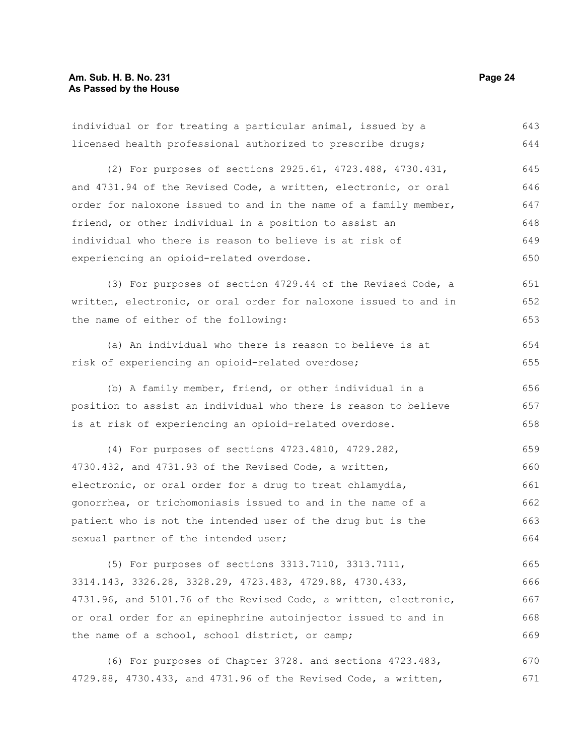individual or for treating a particular animal, issued by a licensed health professional authorized to prescribe drugs;

(2) For purposes of sections 2925.61, 4723.488, 4730.431, and 4731.94 of the Revised Code, a written, electronic, or oral order for naloxone issued to and in the name of a family member, friend, or other individual in a position to assist an individual who there is reason to believe is at risk of experiencing an opioid-related overdose.

(3) For purposes of section 4729.44 of the Revised Code, a written, electronic, or oral order for naloxone issued to and in the name of either of the following:

(a) An individual who there is reason to believe is at risk of experiencing an opioid-related overdose;

(b) A family member, friend, or other individual in a position to assist an individual who there is reason to believe is at risk of experiencing an opioid-related overdose.

(4) For purposes of sections 4723.4810, 4729.282, 4730.432, and 4731.93 of the Revised Code, a written, electronic, or oral order for a drug to treat chlamydia, gonorrhea, or trichomoniasis issued to and in the name of a patient who is not the intended user of the drug but is the sexual partner of the intended user;

(5) For purposes of sections 3313.7110, 3313.7111, 3314.143, 3326.28, 3328.29, 4723.483, 4729.88, 4730.433, 4731.96, and 5101.76 of the Revised Code, a written, electronic, or oral order for an epinephrine autoinjector issued to and in the name of a school, school district, or camp;

(6) For purposes of Chapter 3728. and sections 4723.483, 4729.88, 4730.433, and 4731.96 of the Revised Code, a written,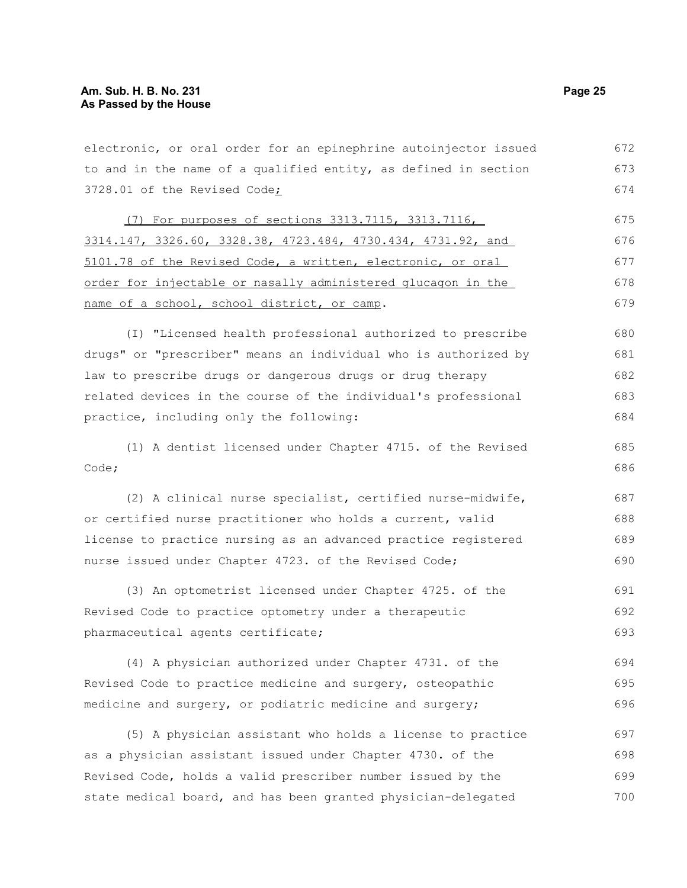electronic, or oral order for an epinephrine autoinjector issued to and in the name of a qualified entity, as defined in section 3728.01 of the Revised Code;

(7) For purposes of sections 3313.7115, 3313.7116, 3314.147, 3326.60, 3328.38, 4723.484, 4730.434, 4731.92, and 5101.78 of the Revised Code, a written, electronic, or oral order for injectable or nasally administered glucagon in the name of a school, school district, or camp.

(I) "Licensed health professional authorized to prescribe drugs" or "prescriber" means an individual who is authorized by law to prescribe drugs or dangerous drugs or drug therapy related devices in the course of the individual's professional practice, including only the following:

(1) A dentist licensed under Chapter 4715. of the Revised Code;

(2) A clinical nurse specialist, certified nurse-midwife, or certified nurse practitioner who holds a current, valid license to practice nursing as an advanced practice registered nurse issued under Chapter 4723. of the Revised Code;

(3) An optometrist licensed under Chapter 4725. of the Revised Code to practice optometry under a therapeutic pharmaceutical agents certificate;

(4) A physician authorized under Chapter 4731. of the Revised Code to practice medicine and surgery, osteopathic medicine and surgery, or podiatric medicine and surgery;

(5) A physician assistant who holds a license to practice as a physician assistant issued under Chapter 4730. of the Revised Code, holds a valid prescriber number issued by the state medical board, and has been granted physician-delegated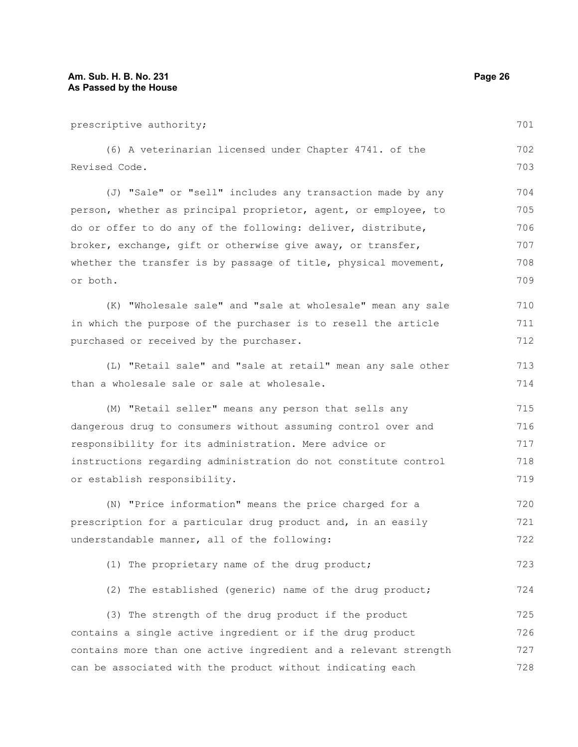prescriptive authority;

(6) A veterinarian licensed under Chapter 4741. of the Revised Code.

(J) "Sale" or "sell" includes any transaction made by any person, whether as principal proprietor, agent, or employee, to do or offer to do any of the following: deliver, distribute, broker, exchange, gift or otherwise give away, or transfer, whether the transfer is by passage of title, physical movement, or both.

(K) "Wholesale sale" and "sale at wholesale" mean any sale in which the purpose of the purchaser is to resell the article purchased or received by the purchaser.

(L) "Retail sale" and "sale at retail" mean any sale other than a wholesale sale or sale at wholesale.

(M) "Retail seller" means any person that sells any dangerous drug to consumers without assuming control over and responsibility for its administration. Mere advice or instructions regarding administration do not constitute control or establish responsibility.

(N) "Price information" means the price charged for a prescription for a particular drug product and, in an easily understandable manner, all of the following:

(1) The proprietary name of the drug product;

(2) The established (generic) name of the drug product;

(3) The strength of the drug product if the product contains a single active ingredient or if the drug product contains more than one active ingredient and a relevant strength can be associated with the product without indicating each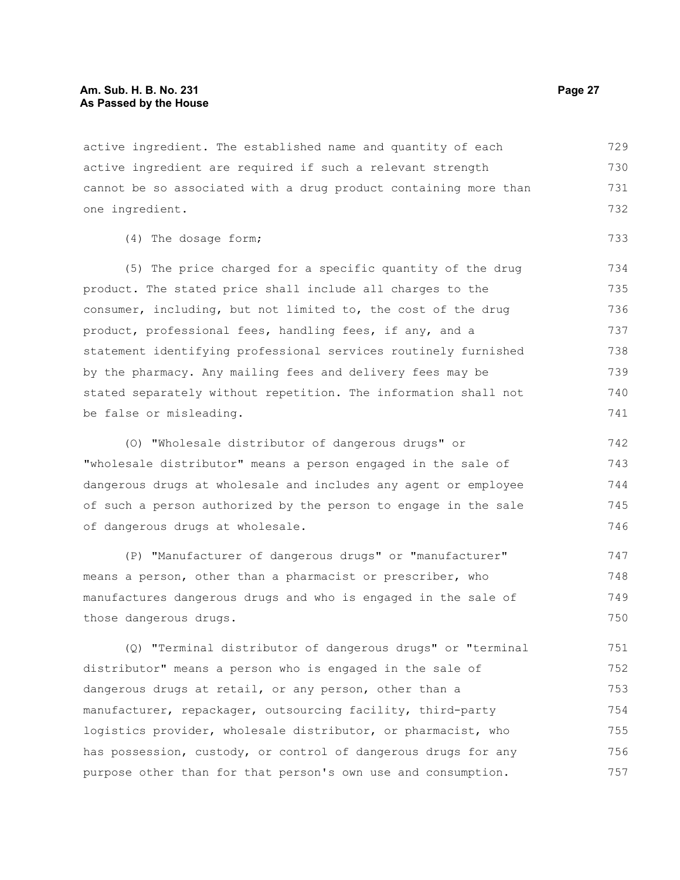active ingredient. The established name and quantity of each active ingredient are required if such a relevant strength cannot be so associated with a drug product containing more than one ingredient.

(4) The dosage form;

(5) The price charged for a specific quantity of the drug product. The stated price shall include all charges to the consumer, including, but not limited to, the cost of the drug product, professional fees, handling fees, if any, and a statement identifying professional services routinely furnished by the pharmacy. Any mailing fees and delivery fees may be stated separately without repetition. The information shall not be false or misleading.

(O) "Wholesale distributor of dangerous drugs" or "wholesale distributor" means a person engaged in the sale of dangerous drugs at wholesale and includes any agent or employee of such a person authorized by the person to engage in the sale of dangerous drugs at wholesale.

(P) "Manufacturer of dangerous drugs" or "manufacturer" means a person, other than a pharmacist or prescriber, who manufactures dangerous drugs and who is engaged in the sale of those dangerous drugs.

(Q) "Terminal distributor of dangerous drugs" or "terminal distributor" means a person who is engaged in the sale of dangerous drugs at retail, or any person, other than a manufacturer, repackager, outsourcing facility, third-party logistics provider, wholesale distributor, or pharmacist, who has possession, custody, or control of dangerous drugs for any purpose other than for that person's own use and consumption.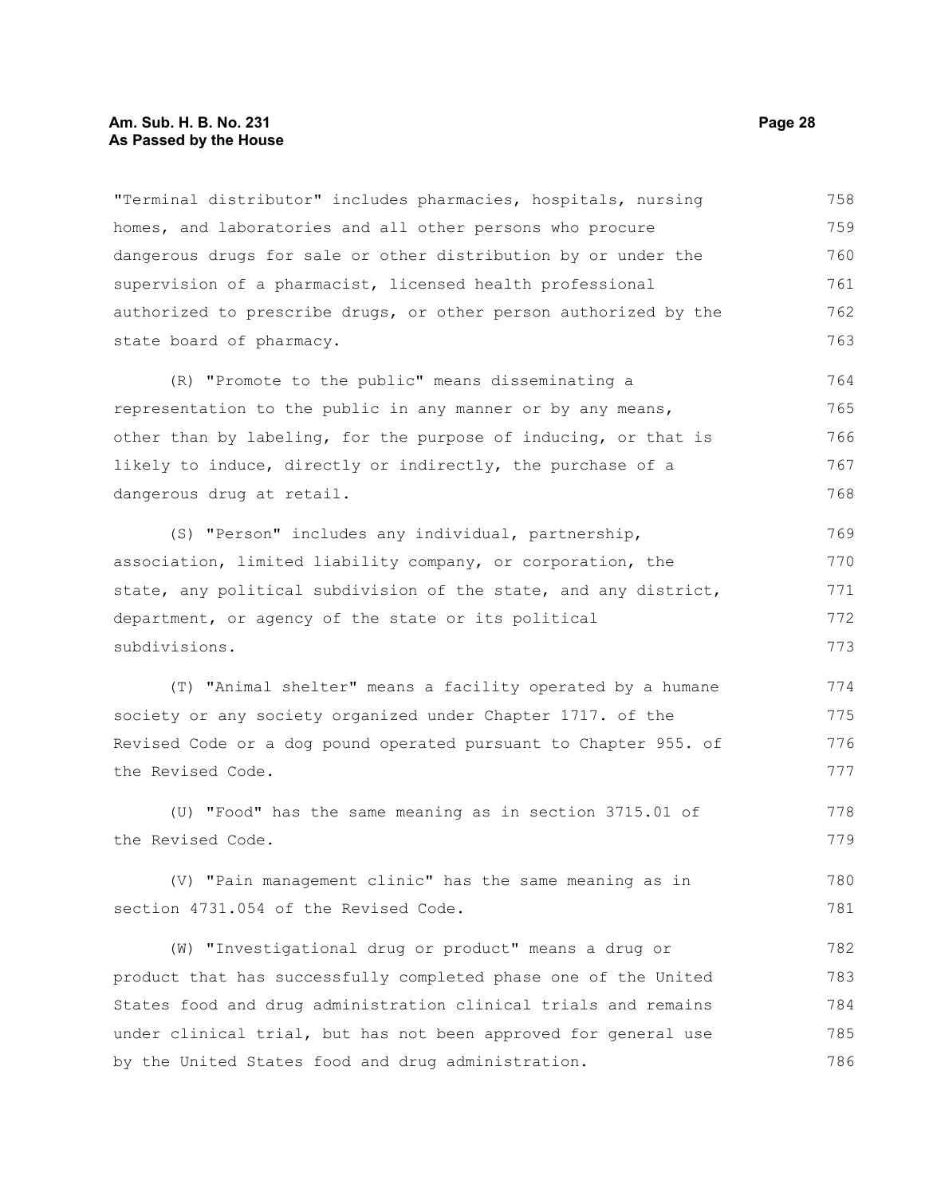"Terminal distributor" includes pharmacies, hospitals, nursing homes, and laboratories and all other persons who procure dangerous drugs for sale or other distribution by or under the supervision of a pharmacist, licensed health professional authorized to prescribe drugs, or other person authorized by the state board of pharmacy.

(R) "Promote to the public" means disseminating a representation to the public in any manner or by any means, other than by labeling, for the purpose of inducing, or that is likely to induce, directly or indirectly, the purchase of a dangerous drug at retail.

(S) "Person" includes any individual, partnership, association, limited liability company, or corporation, the state, any political subdivision of the state, and any district, department, or agency of the state or its political subdivisions.

(T) "Animal shelter" means a facility operated by a humane society or any society organized under Chapter 1717. of the Revised Code or a dog pound operated pursuant to Chapter 955. of the Revised Code.

(U) "Food" has the same meaning as in section 3715.01 of the Revised Code.

(V) "Pain management clinic" has the same meaning as in section 4731.054 of the Revised Code.

(W) "Investigational drug or product" means a drug or product that has successfully completed phase one of the United States food and drug administration clinical trials and remains under clinical trial, but has not been approved for general use by the United States food and drug administration.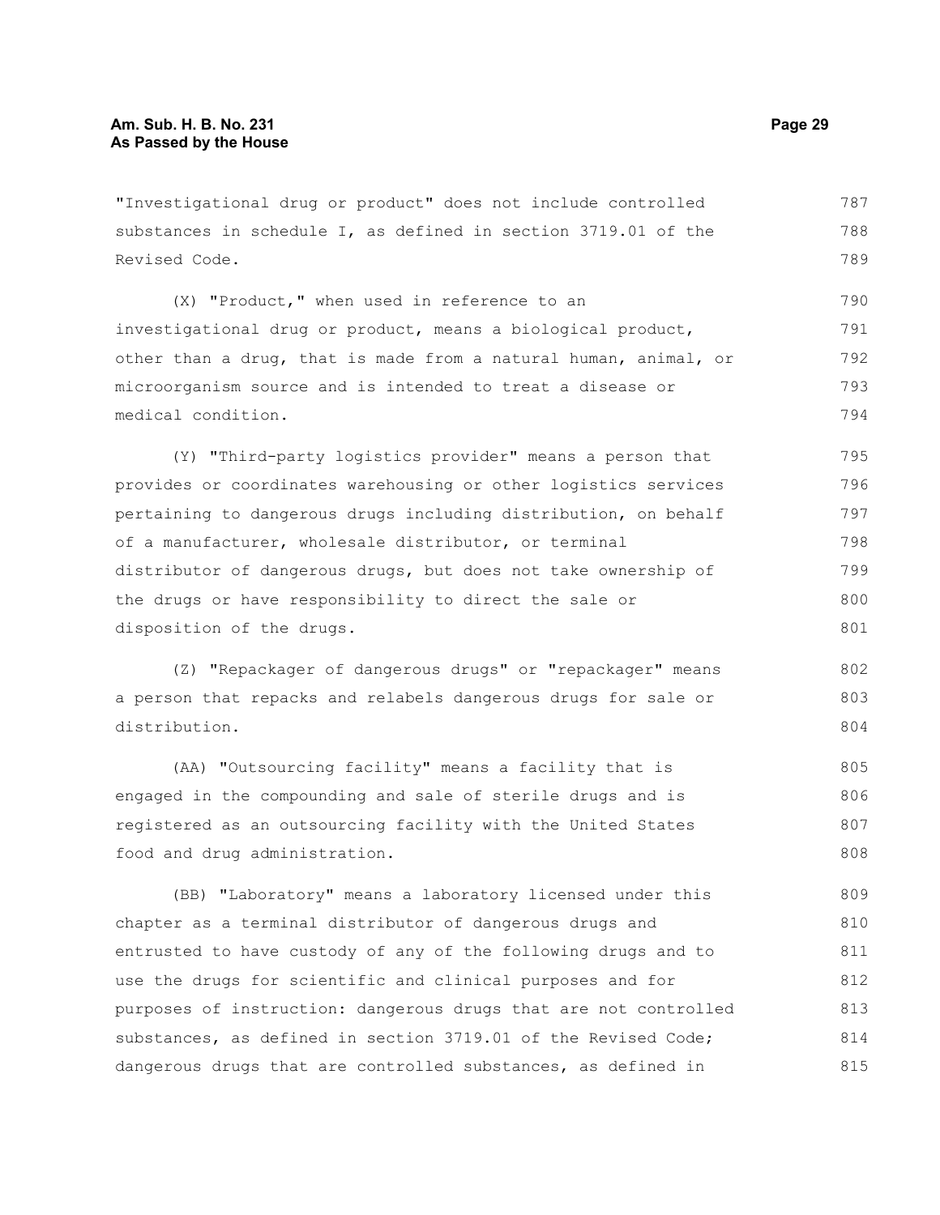"Investigational drug or product" does not include controlled substances in schedule I, as defined in section 3719.01 of the Revised Code.

(X) "Product," when used in reference to an investigational drug or product, means a biological product, other than a drug, that is made from a natural human, animal, or microorganism source and is intended to treat a disease or medical condition.

(Y) "Third-party logistics provider" means a person that provides or coordinates warehousing or other logistics services pertaining to dangerous drugs including distribution, on behalf of a manufacturer, wholesale distributor, or terminal distributor of dangerous drugs, but does not take ownership of the drugs or have responsibility to direct the sale or disposition of the drugs.

(Z) "Repackager of dangerous drugs" or "repackager" means a person that repacks and relabels dangerous drugs for sale or distribution.

(AA) "Outsourcing facility" means a facility that is engaged in the compounding and sale of sterile drugs and is registered as an outsourcing facility with the United States food and drug administration.

(BB) "Laboratory" means a laboratory licensed under this chapter as a terminal distributor of dangerous drugs and entrusted to have custody of any of the following drugs and to use the drugs for scientific and clinical purposes and for purposes of instruction: dangerous drugs that are not controlled substances, as defined in section 3719.01 of the Revised Code; dangerous drugs that are controlled substances, as defined in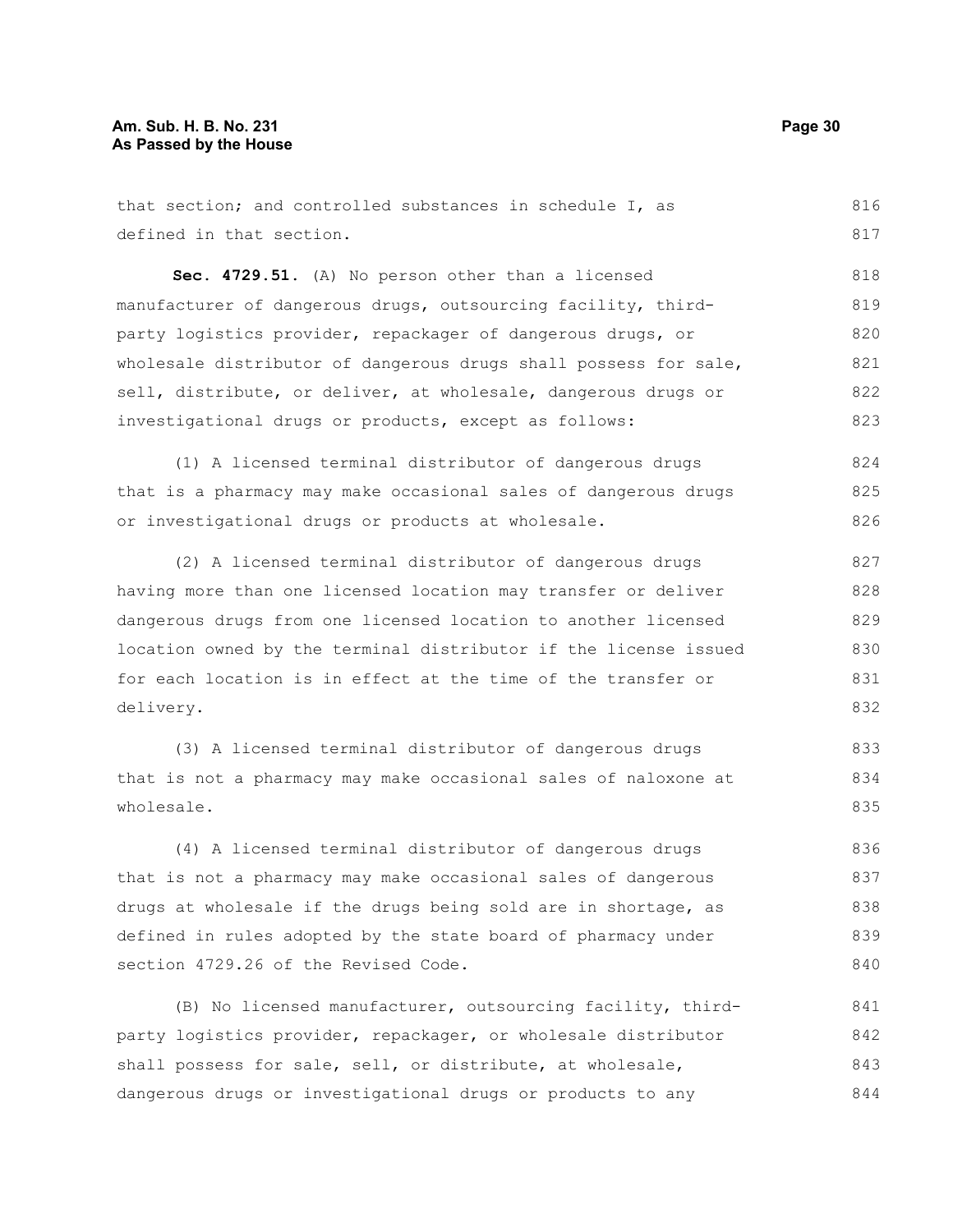that section; and controlled substances in schedule I, as defined in that section.

**Sec. 4729.51.** (A) No person other than a licensed manufacturer of dangerous drugs, outsourcing facility, third-party logistics provider, repackager of dangerous drugs, or wholesale distributor of dangerous drugs shall possess for sale, sell, distribute, or deliver, at wholesale, dangerous drugs or investigational drugs or products, except as follows:

(1) A licensed terminal distributor of dangerous drugs that is a pharmacy may make occasional sales of dangerous drugs or investigational drugs or products at wholesale.

(2) A licensed terminal distributor of dangerous drugs having more than one licensed location may transfer or deliver dangerous drugs from one licensed location to another licensed location owned by the terminal distributor if the license issued for each location is in effect at the time of the transfer or delivery.

(3) A licensed terminal distributor of dangerous drugs that is not a pharmacy may make occasional sales of naloxone at wholesale.

(4) A licensed terminal distributor of dangerous drugs that is not a pharmacy may make occasional sales of dangerous drugs at wholesale if the drugs being sold are in shortage, as defined in rules adopted by the state board of pharmacy under section 4729.26 of the Revised Code.

(B) No licensed manufacturer, outsourcing facility, third-party logistics provider, repackager, or wholesale distributor shall possess for sale, sell, or distribute, at wholesale, dangerous drugs or investigational drugs or products to any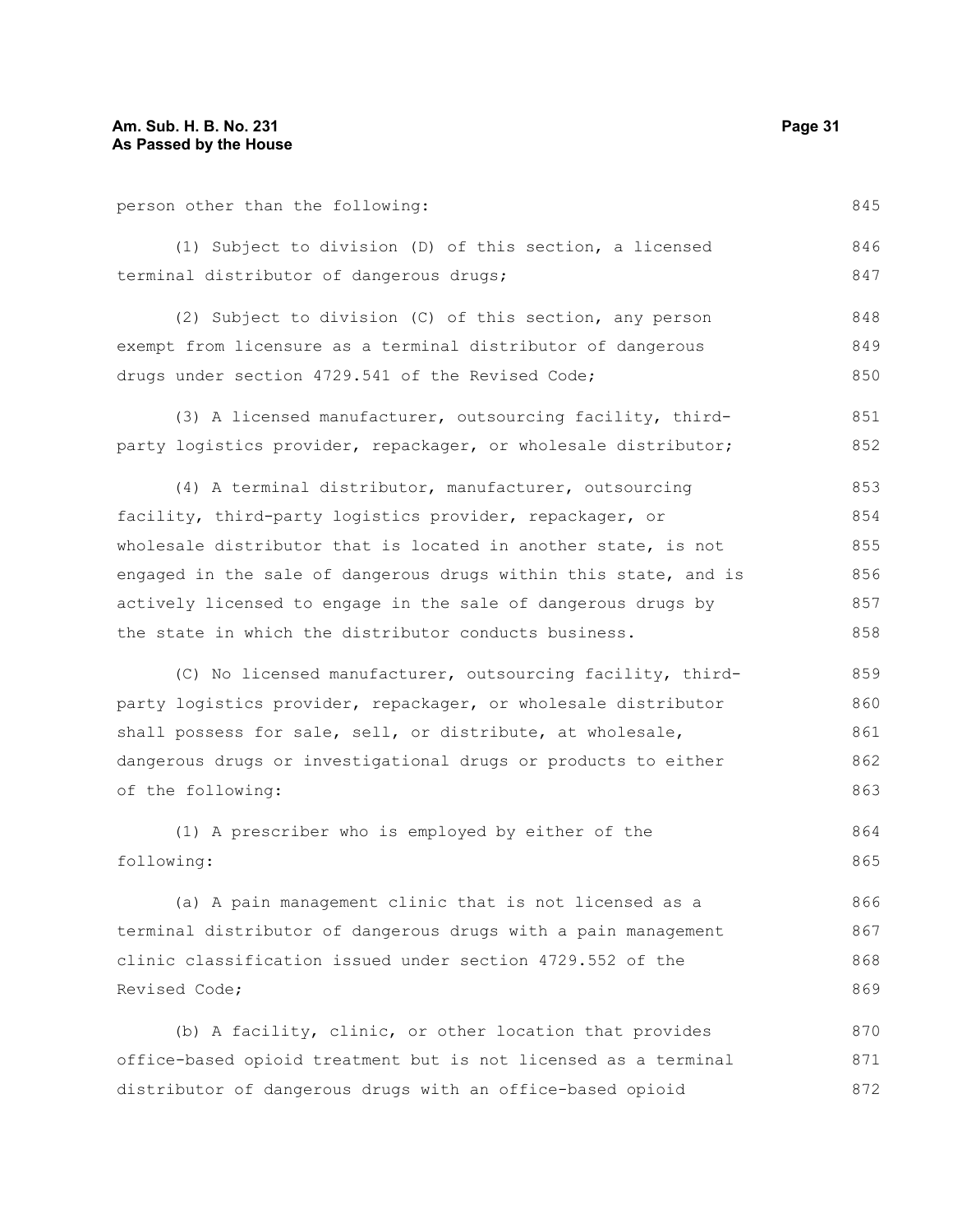person other than the following:

(1) Subject to division (D) of this section, a licensed terminal distributor of dangerous drugs;

(2) Subject to division (C) of this section, any person exempt from licensure as a terminal distributor of dangerous drugs under section 4729.541 of the Revised Code;

(3) A licensed manufacturer, outsourcing facility, third-party logistics provider, repackager, or wholesale distributor;

(4) A terminal distributor, manufacturer, outsourcing facility, third-party logistics provider, repackager, or wholesale distributor that is located in another state, is not engaged in the sale of dangerous drugs within this state, and is actively licensed to engage in the sale of dangerous drugs by the state in which the distributor conducts business.

(C) No licensed manufacturer, outsourcing facility, third-party logistics provider, repackager, or wholesale distributor shall possess for sale, sell, or distribute, at wholesale, dangerous drugs or investigational drugs or products to either of the following:

(1) A prescriber who is employed by either of the following:

(a) A pain management clinic that is not licensed as a terminal distributor of dangerous drugs with a pain management clinic classification issued under section 4729.552 of the Revised Code;

(b) A facility, clinic, or other location that provides office-based opioid treatment but is not licensed as a terminal distributor of dangerous drugs with an office-based opioid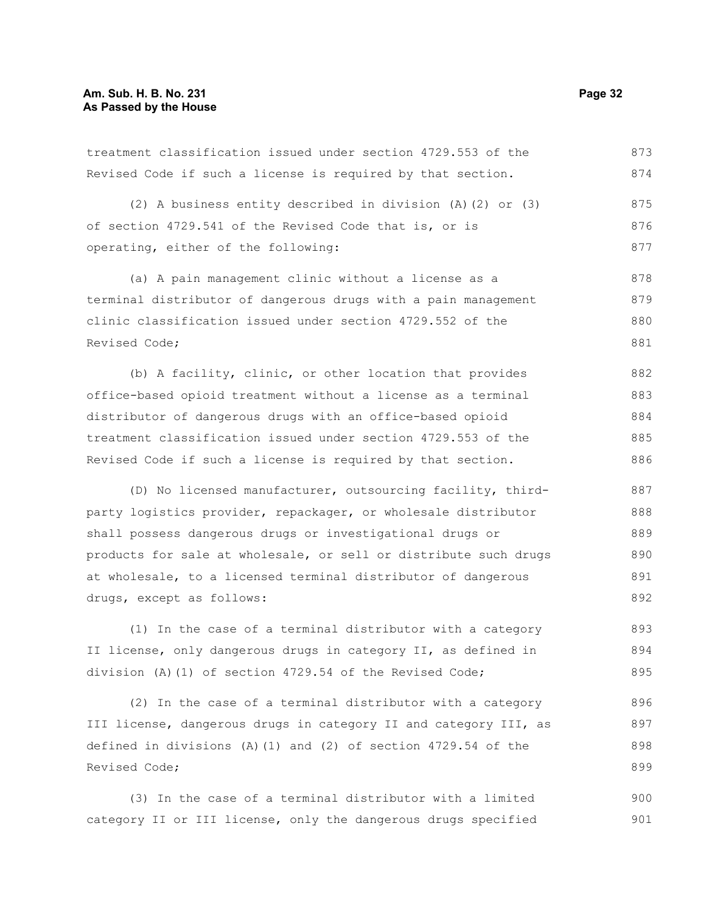treatment classification issued under section 4729.553 of the Revised Code if such a license is required by that section.

(2) A business entity described in division (A)(2) or (3) of section 4729.541 of the Revised Code that is, or is operating, either of the following:

(a) A pain management clinic without a license as a terminal distributor of dangerous drugs with a pain management clinic classification issued under section 4729.552 of the Revised Code;

(b) A facility, clinic, or other location that provides office-based opioid treatment without a license as a terminal distributor of dangerous drugs with an office-based opioid treatment classification issued under section 4729.553 of the Revised Code if such a license is required by that section.

(D) No licensed manufacturer, outsourcing facility, third-party logistics provider, repackager, or wholesale distributor shall possess dangerous drugs or investigational drugs or products for sale at wholesale, or sell or distribute such drugs at wholesale, to a licensed terminal distributor of dangerous drugs, except as follows:

(1) In the case of a terminal distributor with a category II license, only dangerous drugs in category II, as defined in division (A)(1) of section 4729.54 of the Revised Code;

(2) In the case of a terminal distributor with a category III license, dangerous drugs in category II and category III, as defined in divisions (A)(1) and (2) of section 4729.54 of the Revised Code;

(3) In the case of a terminal distributor with a limited category II or III license, only the dangerous drugs specified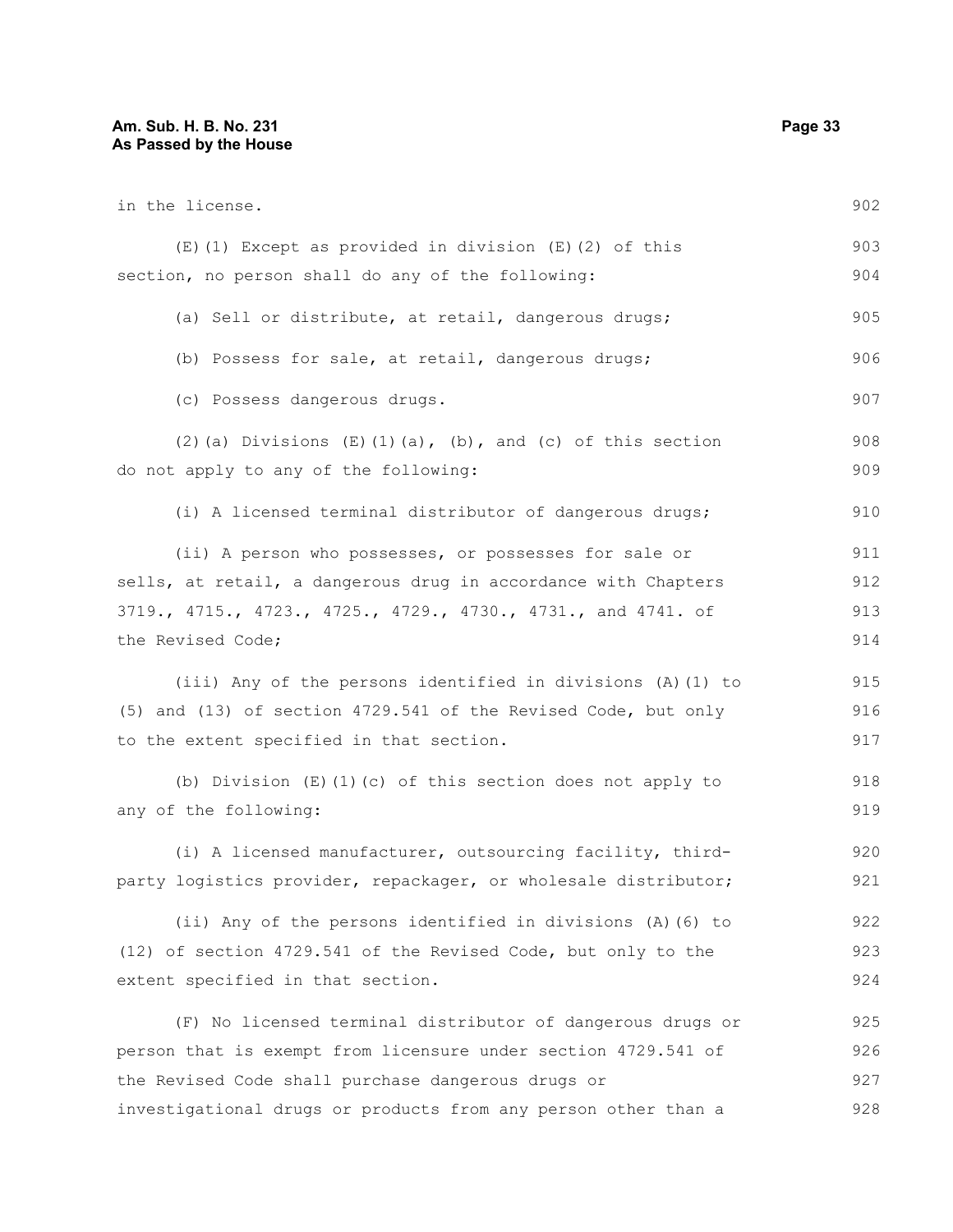in the license.

(E)(1) Except as provided in division (E)(2) of this section, no person shall do any of the following:

(a) Sell or distribute, at retail, dangerous drugs;

(b) Possess for sale, at retail, dangerous drugs;

(c) Possess dangerous drugs.

(2)(a) Divisions (E)(1)(a), (b), and (c) of this section do not apply to any of the following:

(i) A licensed terminal distributor of dangerous drugs;

(ii) A person who possesses, or possesses for sale or sells, at retail, a dangerous drug in accordance with Chapters 3719., 4715., 4723., 4725., 4729., 4730., 4731., and 4741. of the Revised Code;

(iii) Any of the persons identified in divisions (A)(1) to (5) and (13) of section 4729.541 of the Revised Code, but only to the extent specified in that section.

(b) Division (E)(1)(c) of this section does not apply to any of the following:

(i) A licensed manufacturer, outsourcing facility, third-party logistics provider, repackager, or wholesale distributor;

(ii) Any of the persons identified in divisions (A)(6) to (12) of section 4729.541 of the Revised Code, but only to the extent specified in that section.

(F) No licensed terminal distributor of dangerous drugs or person that is exempt from licensure under section 4729.541 of the Revised Code shall purchase dangerous drugs or investigational drugs or products from any person other than a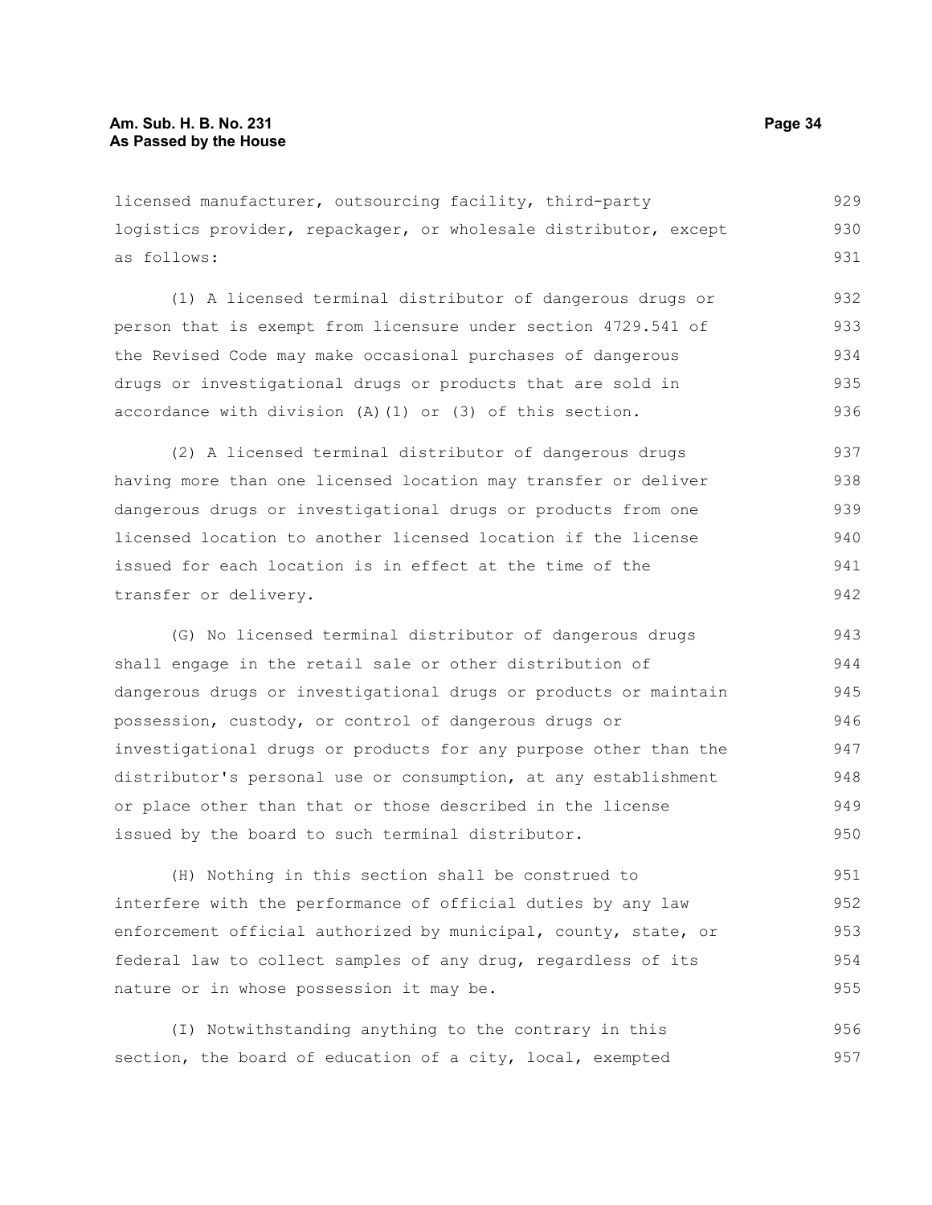licensed manufacturer, outsourcing facility, third-party logistics provider, repackager, or wholesale distributor, except as follows:

(1) A licensed terminal distributor of dangerous drugs or person that is exempt from licensure under section 4729.541 of the Revised Code may make occasional purchases of dangerous drugs or investigational drugs or products that are sold in accordance with division (A)(1) or (3) of this section.

(2) A licensed terminal distributor of dangerous drugs having more than one licensed location may transfer or deliver dangerous drugs or investigational drugs or products from one licensed location to another licensed location if the license issued for each location is in effect at the time of the transfer or delivery.

(G) No licensed terminal distributor of dangerous drugs shall engage in the retail sale or other distribution of dangerous drugs or investigational drugs or products or maintain possession, custody, or control of dangerous drugs or investigational drugs or products for any purpose other than the distributor's personal use or consumption, at any establishment or place other than that or those described in the license issued by the board to such terminal distributor.

(H) Nothing in this section shall be construed to interfere with the performance of official duties by any law enforcement official authorized by municipal, county, state, or federal law to collect samples of any drug, regardless of its nature or in whose possession it may be.

(I) Notwithstanding anything to the contrary in this section, the board of education of a city, local, exempted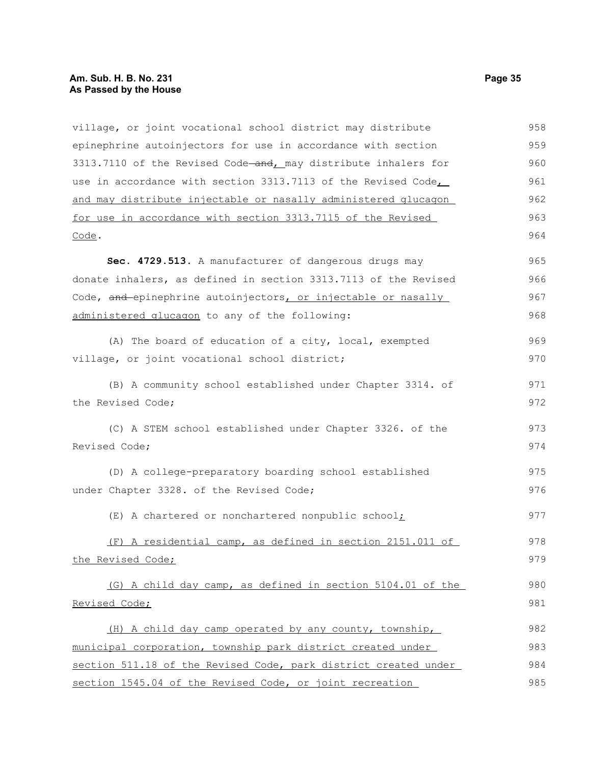village, or joint vocational school district may distribute epinephrine autoinjectors for use in accordance with section 3313.7110 of the Revised Code ~~and~~, may distribute inhalers for use in accordance with section 3313.7113 of the Revised Code, and may distribute injectable or nasally administered glucagon for use in accordance with section 3313.7115 of the Revised Code.

**Sec. 4729.513.** A manufacturer of dangerous drugs may donate inhalers, as defined in section 3313.7113 of the Revised Code, ~~and~~ epinephrine autoinjectors, or injectable or nasally administered glucagon to any of the following:

(A) The board of education of a city, local, exempted village, or joint vocational school district;

(B) A community school established under Chapter 3314. of the Revised Code;

(C) A STEM school established under Chapter 3326. of the Revised Code;

(D) A college-preparatory boarding school established under Chapter 3328. of the Revised Code;

(E) A chartered or nonchartered nonpublic school;

(F) A residential camp, as defined in section 2151.011 of the Revised Code;

(G) A child day camp, as defined in section 5104.01 of the Revised Code;

(H) A child day camp operated by any county, township, municipal corporation, township park district created under section 511.18 of the Revised Code, park district created under section 1545.04 of the Revised Code, or joint recreation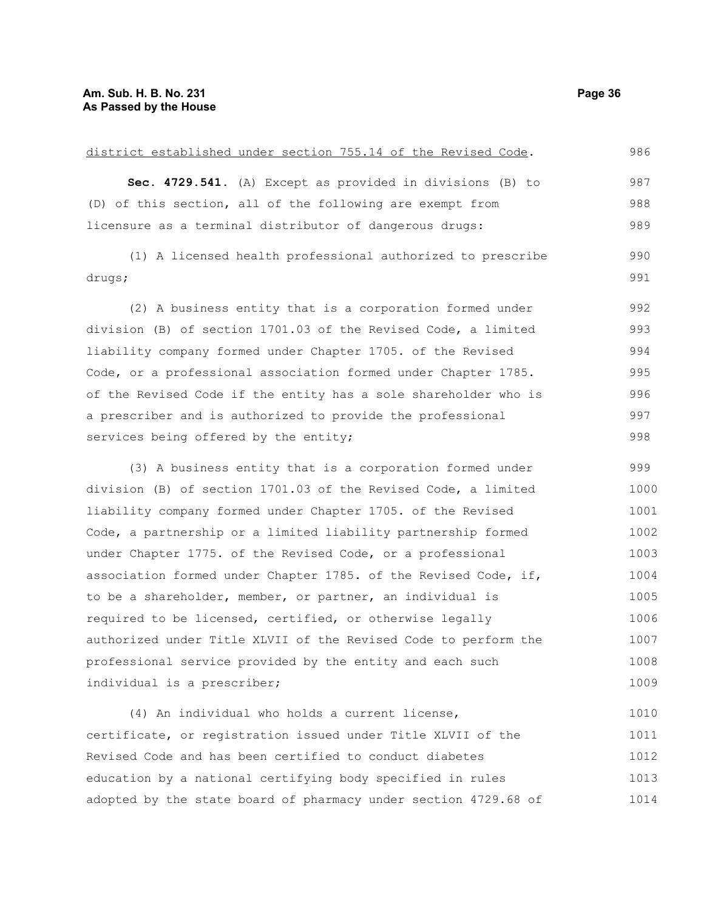district established under section 755.14 of the Revised Code.

**Sec. 4729.541.** (A) Except as provided in divisions (B) to (D) of this section, all of the following are exempt from licensure as a terminal distributor of dangerous drugs:

(1) A licensed health professional authorized to prescribe drugs;

(2) A business entity that is a corporation formed under division (B) of section 1701.03 of the Revised Code, a limited liability company formed under Chapter 1705. of the Revised Code, or a professional association formed under Chapter 1785. of the Revised Code if the entity has a sole shareholder who is a prescriber and is authorized to provide the professional services being offered by the entity;

(3) A business entity that is a corporation formed under division (B) of section 1701.03 of the Revised Code, a limited liability company formed under Chapter 1705. of the Revised Code, a partnership or a limited liability partnership formed under Chapter 1775. of the Revised Code, or a professional association formed under Chapter 1785. of the Revised Code, if, to be a shareholder, member, or partner, an individual is required to be licensed, certified, or otherwise legally authorized under Title XLVII of the Revised Code to perform the professional service provided by the entity and each such individual is a prescriber;

(4) An individual who holds a current license, certificate, or registration issued under Title XLVII of the Revised Code and has been certified to conduct diabetes education by a national certifying body specified in rules adopted by the state board of pharmacy under section 4729.68 of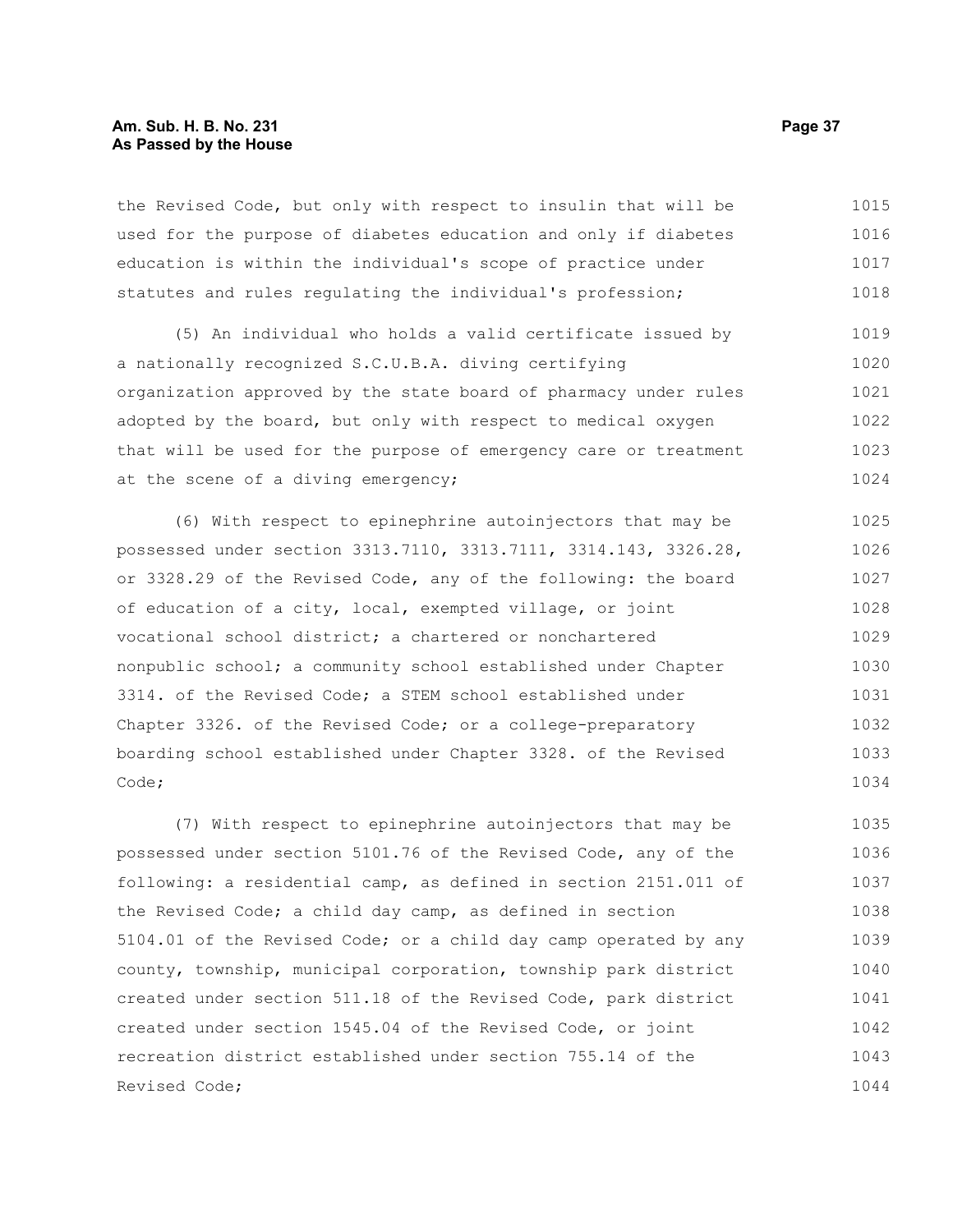the Revised Code, but only with respect to insulin that will be used for the purpose of diabetes education and only if diabetes education is within the individual's scope of practice under statutes and rules regulating the individual's profession;

(5) An individual who holds a valid certificate issued by a nationally recognized S.C.U.B.A. diving certifying organization approved by the state board of pharmacy under rules adopted by the board, but only with respect to medical oxygen that will be used for the purpose of emergency care or treatment at the scene of a diving emergency;

(6) With respect to epinephrine autoinjectors that may be possessed under section 3313.7110, 3313.7111, 3314.143, 3326.28, or 3328.29 of the Revised Code, any of the following: the board of education of a city, local, exempted village, or joint vocational school district; a chartered or nonchartered nonpublic school; a community school established under Chapter 3314. of the Revised Code; a STEM school established under Chapter 3326. of the Revised Code; or a college-preparatory boarding school established under Chapter 3328. of the Revised Code;

(7) With respect to epinephrine autoinjectors that may be possessed under section 5101.76 of the Revised Code, any of the following: a residential camp, as defined in section 2151.011 of the Revised Code; a child day camp, as defined in section 5104.01 of the Revised Code; or a child day camp operated by any county, township, municipal corporation, township park district created under section 511.18 of the Revised Code, park district created under section 1545.04 of the Revised Code, or joint recreation district established under section 755.14 of the Revised Code;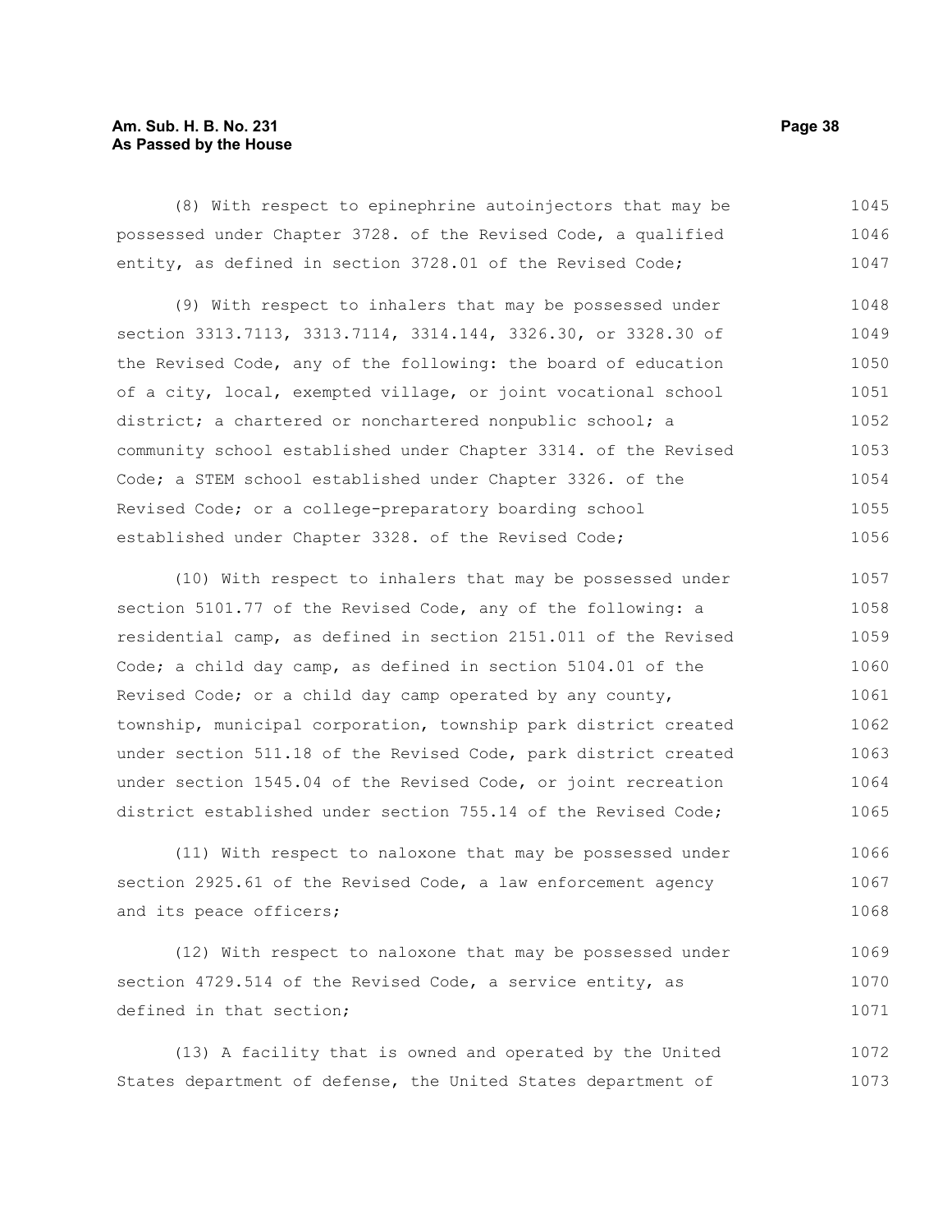(8) With respect to epinephrine autoinjectors that may be possessed under Chapter 3728. of the Revised Code, a qualified entity, as defined in section 3728.01 of the Revised Code;

(9) With respect to inhalers that may be possessed under section 3313.7113, 3313.7114, 3314.144, 3326.30, or 3328.30 of the Revised Code, any of the following: the board of education of a city, local, exempted village, or joint vocational school district; a chartered or nonchartered nonpublic school; a community school established under Chapter 3314. of the Revised Code; a STEM school established under Chapter 3326. of the Revised Code; or a college-preparatory boarding school established under Chapter 3328. of the Revised Code;

(10) With respect to inhalers that may be possessed under section 5101.77 of the Revised Code, any of the following: a residential camp, as defined in section 2151.011 of the Revised Code; a child day camp, as defined in section 5104.01 of the Revised Code; or a child day camp operated by any county, township, municipal corporation, township park district created under section 511.18 of the Revised Code, park district created under section 1545.04 of the Revised Code, or joint recreation district established under section 755.14 of the Revised Code;

(11) With respect to naloxone that may be possessed under section 2925.61 of the Revised Code, a law enforcement agency and its peace officers;

(12) With respect to naloxone that may be possessed under section 4729.514 of the Revised Code, a service entity, as defined in that section;

(13) A facility that is owned and operated by the United States department of defense, the United States department of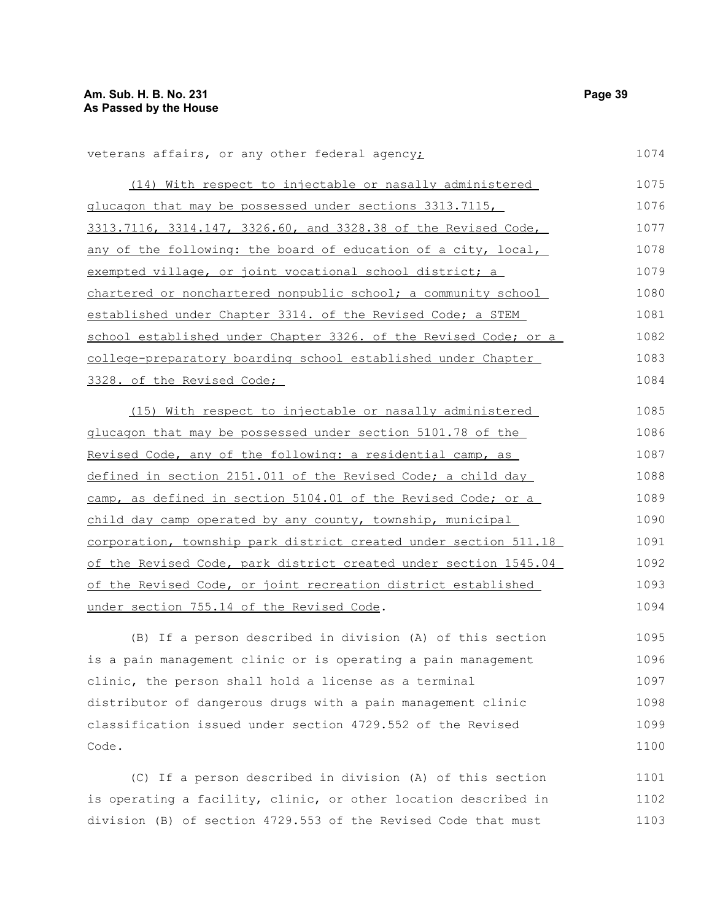veterans affairs, or any other federal agency;

(14) With respect to injectable or nasally administered glucagon that may be possessed under sections 3313.7115, 3313.7116, 3314.147, 3326.60, and 3328.38 of the Revised Code, any of the following: the board of education of a city, local, exempted village, or joint vocational school district; a chartered or nonchartered nonpublic school; a community school established under Chapter 3314. of the Revised Code; a STEM school established under Chapter 3326. of the Revised Code; or a college-preparatory boarding school established under Chapter 3328. of the Revised Code;

(15) With respect to injectable or nasally administered glucagon that may be possessed under section 5101.78 of the Revised Code, any of the following: a residential camp, as defined in section 2151.011 of the Revised Code; a child day camp, as defined in section 5104.01 of the Revised Code; or a child day camp operated by any county, township, municipal corporation, township park district created under section 511.18 of the Revised Code, park district created under section 1545.04 of the Revised Code, or joint recreation district established under section 755.14 of the Revised Code.

(B) If a person described in division (A) of this section is a pain management clinic or is operating a pain management clinic, the person shall hold a license as a terminal distributor of dangerous drugs with a pain management clinic classification issued under section 4729.552 of the Revised Code.

(C) If a person described in division (A) of this section is operating a facility, clinic, or other location described in division (B) of section 4729.553 of the Revised Code that must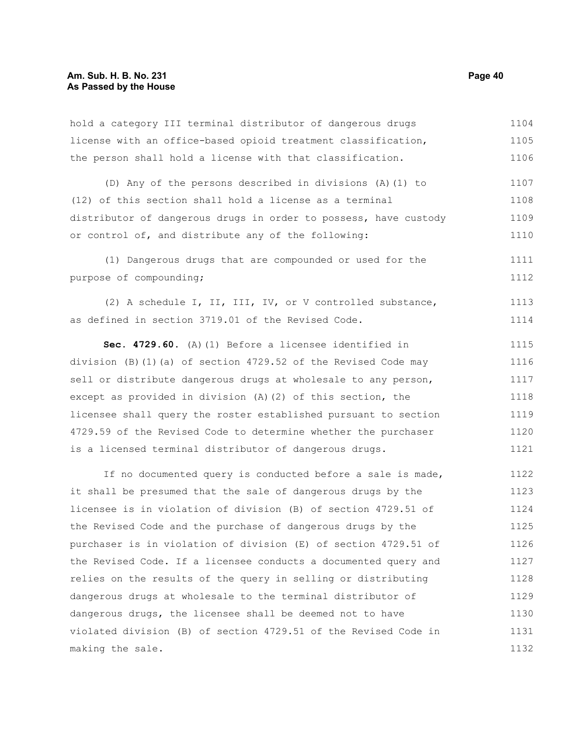hold a category III terminal distributor of dangerous drugs license with an office-based opioid treatment classification, the person shall hold a license with that classification.

(D) Any of the persons described in divisions (A)(1) to (12) of this section shall hold a license as a terminal distributor of dangerous drugs in order to possess, have custody or control of, and distribute any of the following:

(1) Dangerous drugs that are compounded or used for the purpose of compounding;

(2) A schedule I, II, III, IV, or V controlled substance, as defined in section 3719.01 of the Revised Code.

**Sec. 4729.60.** (A)(1) Before a licensee identified in division (B)(1)(a) of section 4729.52 of the Revised Code may sell or distribute dangerous drugs at wholesale to any person, except as provided in division (A)(2) of this section, the licensee shall query the roster established pursuant to section 4729.59 of the Revised Code to determine whether the purchaser is a licensed terminal distributor of dangerous drugs.

If no documented query is conducted before a sale is made, it shall be presumed that the sale of dangerous drugs by the licensee is in violation of division (B) of section 4729.51 of the Revised Code and the purchase of dangerous drugs by the purchaser is in violation of division (E) of section 4729.51 of the Revised Code. If a licensee conducts a documented query and relies on the results of the query in selling or distributing dangerous drugs at wholesale to the terminal distributor of dangerous drugs, the licensee shall be deemed not to have violated division (B) of section 4729.51 of the Revised Code in making the sale.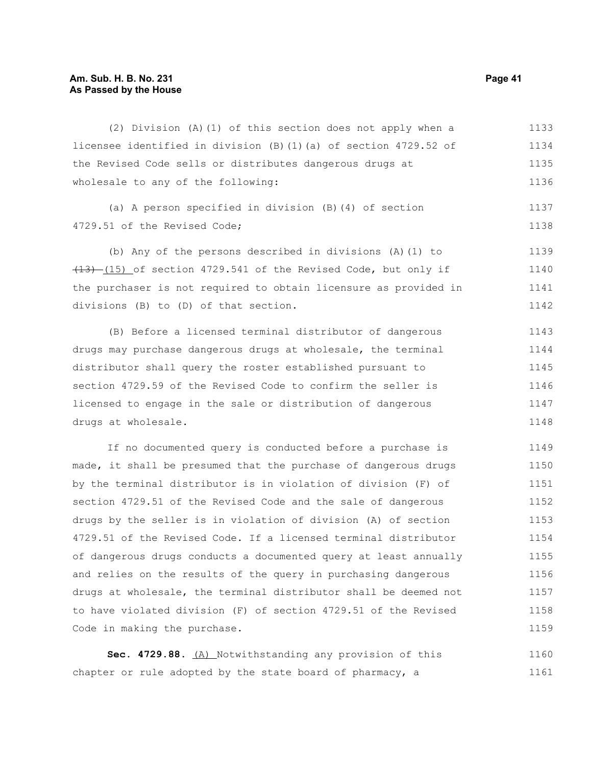(2) Division (A)(1) of this section does not apply when a licensee identified in division (B)(1)(a) of section 4729.52 of the Revised Code sells or distributes dangerous drugs at wholesale to any of the following:

(a) A person specified in division (B)(4) of section 4729.51 of the Revised Code;

(b) Any of the persons described in divisions (A)(1) to ~~(13)~~ (15) of section 4729.541 of the Revised Code, but only if the purchaser is not required to obtain licensure as provided in divisions (B) to (D) of that section.

(B) Before a licensed terminal distributor of dangerous drugs may purchase dangerous drugs at wholesale, the terminal distributor shall query the roster established pursuant to section 4729.59 of the Revised Code to confirm the seller is licensed to engage in the sale or distribution of dangerous drugs at wholesale.

If no documented query is conducted before a purchase is made, it shall be presumed that the purchase of dangerous drugs by the terminal distributor is in violation of division (F) of section 4729.51 of the Revised Code and the sale of dangerous drugs by the seller is in violation of division (A) of section 4729.51 of the Revised Code. If a licensed terminal distributor of dangerous drugs conducts a documented query at least annually and relies on the results of the query in purchasing dangerous drugs at wholesale, the terminal distributor shall be deemed not to have violated division (F) of section 4729.51 of the Revised Code in making the purchase.

**Sec. 4729.88.** (A) Notwithstanding any provision of this chapter or rule adopted by the state board of pharmacy, a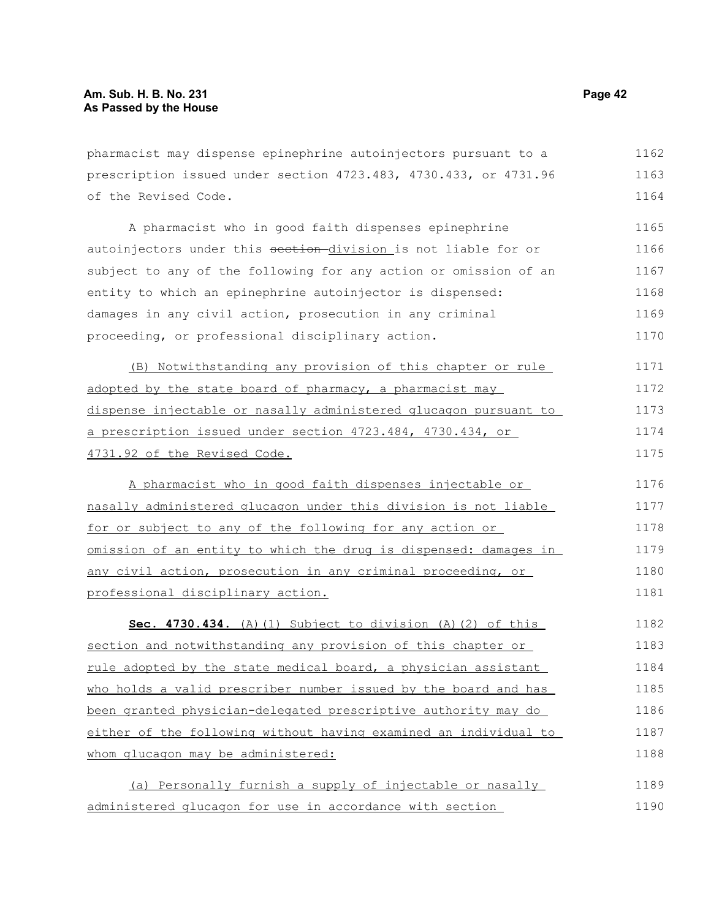pharmacist may dispense epinephrine autoinjectors pursuant to a prescription issued under section 4723.483, 4730.433, or 4731.96 of the Revised Code.

A pharmacist who in good faith dispenses epinephrine autoinjectors under this ~~section~~ division is not liable for or subject to any of the following for any action or omission of an entity to which an epinephrine autoinjector is dispensed: damages in any civil action, prosecution in any criminal proceeding, or professional disciplinary action.

(B) Notwithstanding any provision of this chapter or rule adopted by the state board of pharmacy, a pharmacist may dispense injectable or nasally administered glucagon pursuant to a prescription issued under section 4723.484, 4730.434, or 4731.92 of the Revised Code.

A pharmacist who in good faith dispenses injectable or nasally administered glucagon under this division is not liable for or subject to any of the following for any action or omission of an entity to which the drug is dispensed: damages in any civil action, prosecution in any criminal proceeding, or professional disciplinary action.

**Sec. 4730.434.** (A)(1) Subject to division (A)(2) of this section and notwithstanding any provision of this chapter or rule adopted by the state medical board, a physician assistant who holds a valid prescriber number issued by the board and has been granted physician-delegated prescriptive authority may do either of the following without having examined an individual to whom glucagon may be administered:

(a) Personally furnish a supply of injectable or nasally administered glucagon for use in accordance with section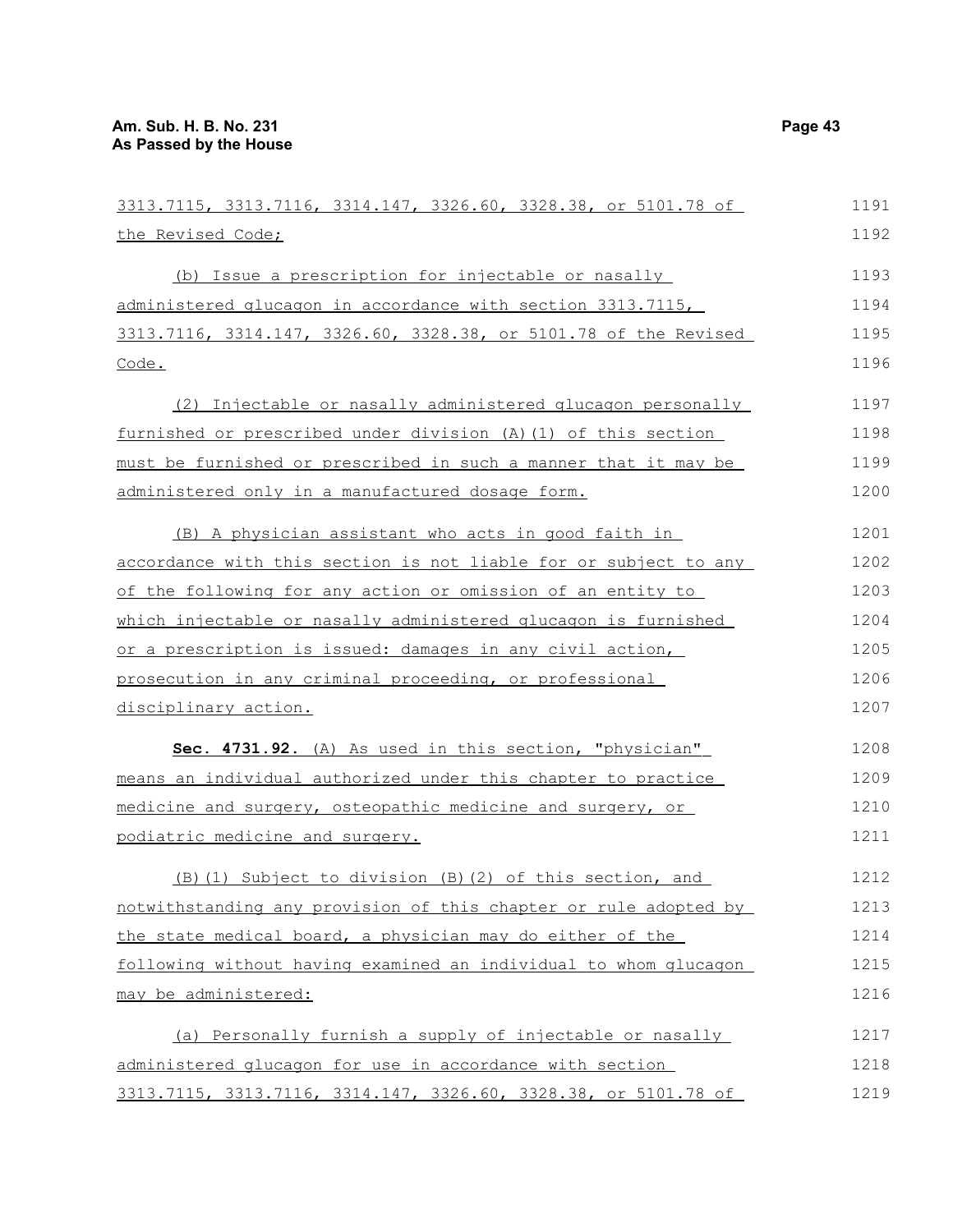3313.7115, 3313.7116, 3314.147, 3326.60, 3328.38, or 5101.78 of the Revised Code;

(b) Issue a prescription for injectable or nasally administered glucagon in accordance with section 3313.7115, 3313.7116, 3314.147, 3326.60, 3328.38, or 5101.78 of the Revised Code.

(2) Injectable or nasally administered glucagon personally furnished or prescribed under division (A)(1) of this section must be furnished or prescribed in such a manner that it may be administered only in a manufactured dosage form.

(B) A physician assistant who acts in good faith in accordance with this section is not liable for or subject to any of the following for any action or omission of an entity to which injectable or nasally administered glucagon is furnished or a prescription is issued: damages in any civil action, prosecution in any criminal proceeding, or professional disciplinary action.

**Sec. 4731.92.** (A) As used in this section, "physician" means an individual authorized under this chapter to practice medicine and surgery, osteopathic medicine and surgery, or podiatric medicine and surgery.

(B)(1) Subject to division (B)(2) of this section, and notwithstanding any provision of this chapter or rule adopted by the state medical board, a physician may do either of the following without having examined an individual to whom glucagon may be administered:

(a) Personally furnish a supply of injectable or nasally administered glucagon for use in accordance with section 3313.7115, 3313.7116, 3314.147, 3326.60, 3328.38, or 5101.78 of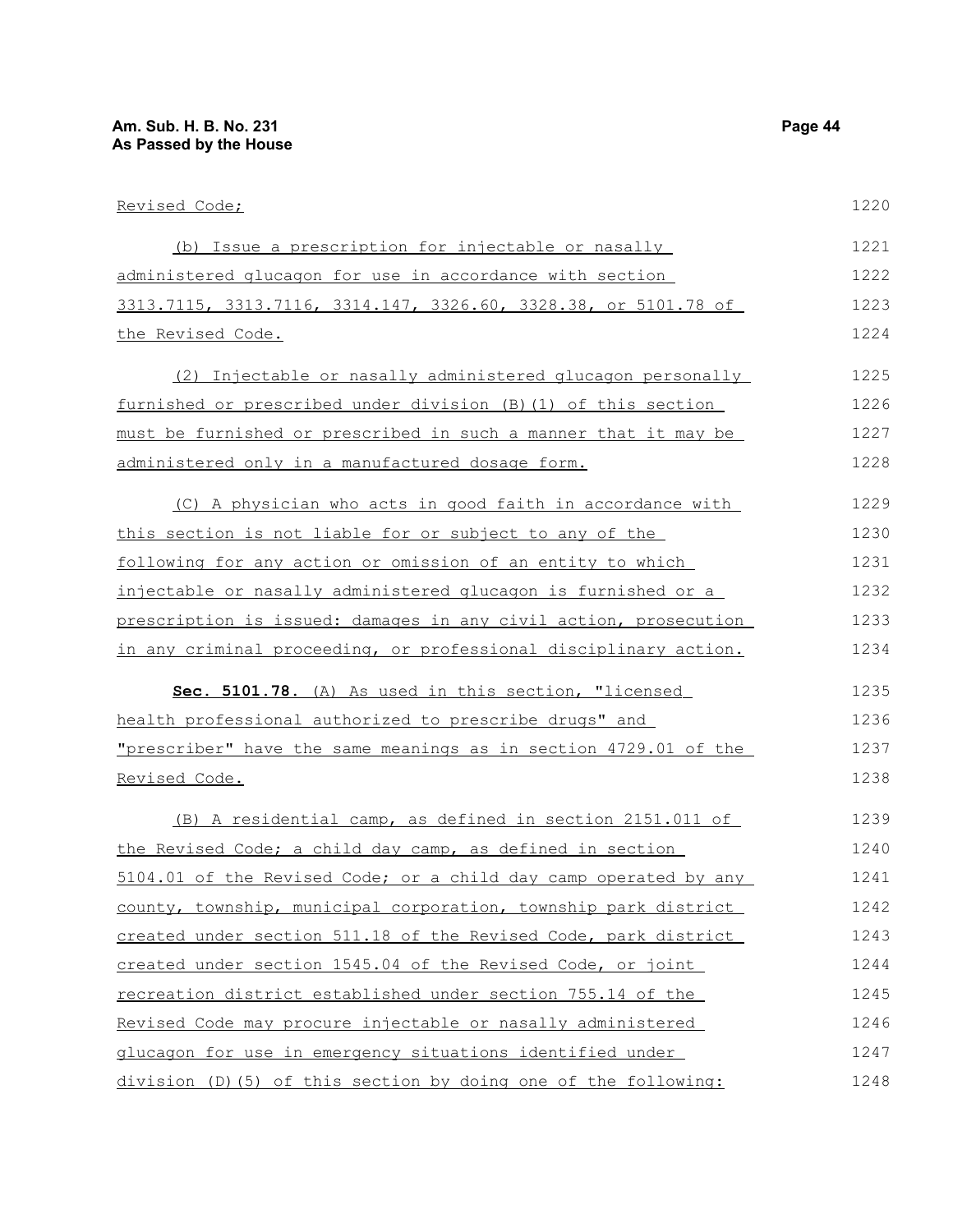Revised Code;

(b) Issue a prescription for injectable or nasally administered glucagon for use in accordance with section 3313.7115, 3313.7116, 3314.147, 3326.60, 3328.38, or 5101.78 of the Revised Code.

(2) Injectable or nasally administered glucagon personally furnished or prescribed under division (B)(1) of this section must be furnished or prescribed in such a manner that it may be administered only in a manufactured dosage form.

(C) A physician who acts in good faith in accordance with this section is not liable for or subject to any of the following for any action or omission of an entity to which injectable or nasally administered glucagon is furnished or a prescription is issued: damages in any civil action, prosecution in any criminal proceeding, or professional disciplinary action.

**Sec. 5101.78.** (A) As used in this section, "licensed health professional authorized to prescribe drugs" and "prescriber" have the same meanings as in section 4729.01 of the Revised Code.

(B) A residential camp, as defined in section 2151.011 of the Revised Code; a child day camp, as defined in section 5104.01 of the Revised Code; or a child day camp operated by any county, township, municipal corporation, township park district created under section 511.18 of the Revised Code, park district created under section 1545.04 of the Revised Code, or joint recreation district established under section 755.14 of the Revised Code may procure injectable or nasally administered glucagon for use in emergency situations identified under division (D)(5) of this section by doing one of the following: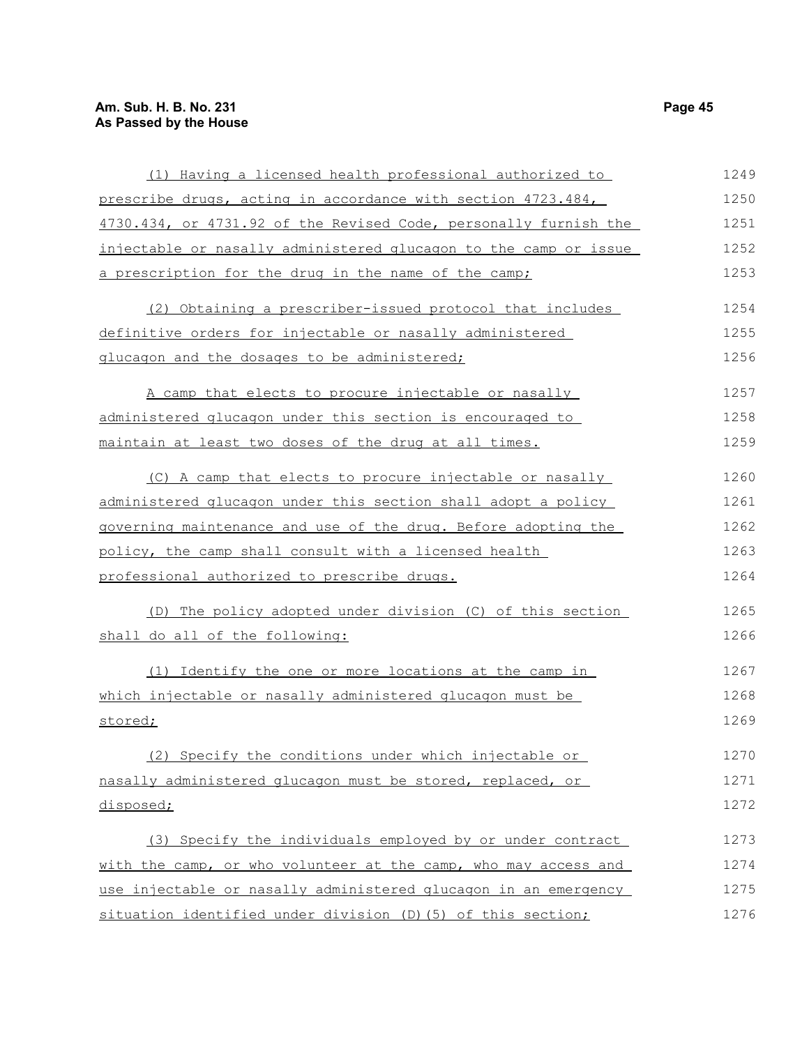(1) Having a licensed health professional authorized to prescribe drugs, acting in accordance with section 4723.484, 4730.434, or 4731.92 of the Revised Code, personally furnish the injectable or nasally administered glucagon to the camp or issue a prescription for the drug in the name of the camp;

(2) Obtaining a prescriber-issued protocol that includes definitive orders for injectable or nasally administered glucagon and the dosages to be administered;

A camp that elects to procure injectable or nasally administered glucagon under this section is encouraged to maintain at least two doses of the drug at all times.

(C) A camp that elects to procure injectable or nasally administered glucagon under this section shall adopt a policy governing maintenance and use of the drug. Before adopting the policy, the camp shall consult with a licensed health professional authorized to prescribe drugs.

(D) The policy adopted under division (C) of this section shall do all of the following:

(1) Identify the one or more locations at the camp in which injectable or nasally administered glucagon must be stored;

(2) Specify the conditions under which injectable or nasally administered glucagon must be stored, replaced, or disposed;

(3) Specify the individuals employed by or under contract with the camp, or who volunteer at the camp, who may access and use injectable or nasally administered glucagon in an emergency situation identified under division (D)(5) of this section;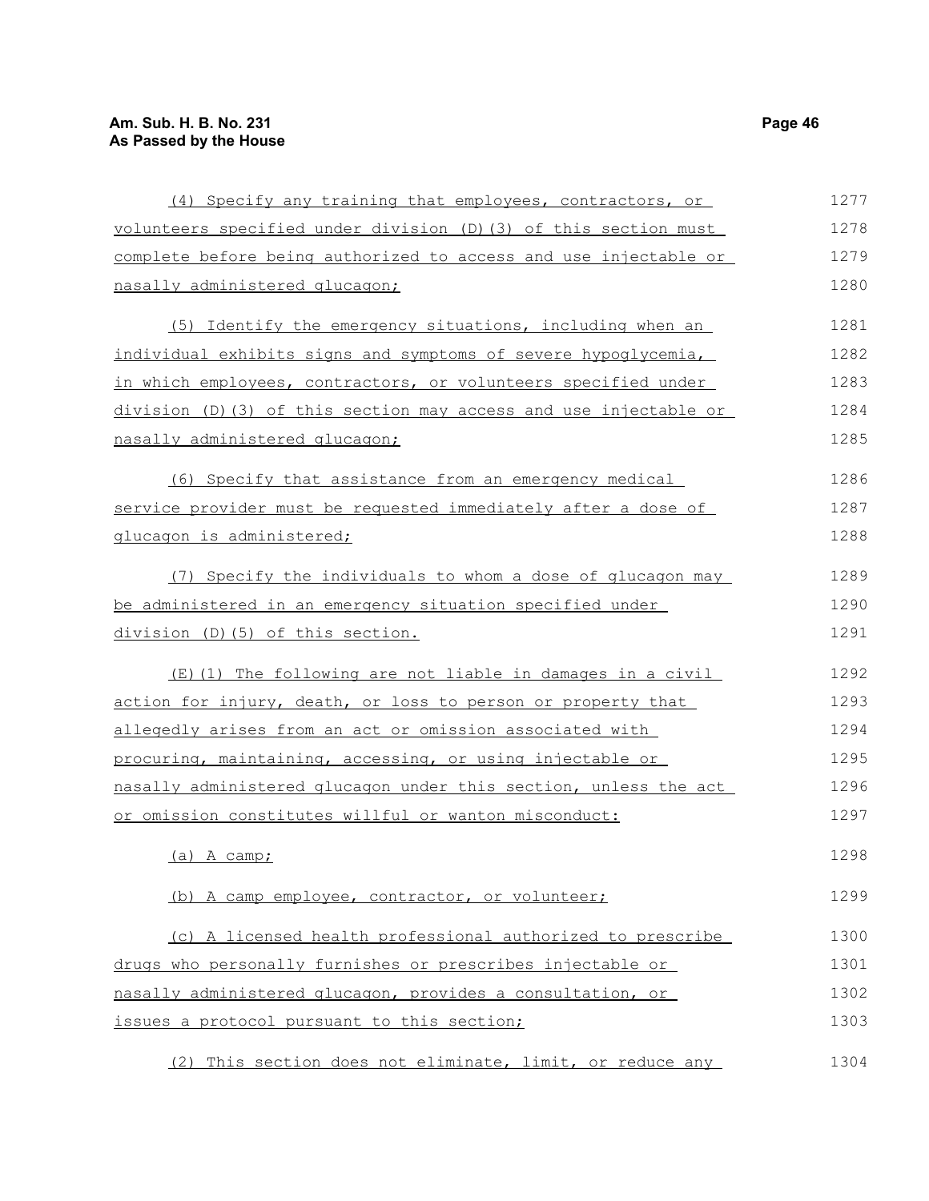(4) Specify any training that employees, contractors, or volunteers specified under division (D)(3) of this section must complete before being authorized to access and use injectable or nasally administered glucagon;

(5) Identify the emergency situations, including when an individual exhibits signs and symptoms of severe hypoglycemia, in which employees, contractors, or volunteers specified under division (D)(3) of this section may access and use injectable or nasally administered glucagon;

(6) Specify that assistance from an emergency medical service provider must be requested immediately after a dose of glucagon is administered;

(7) Specify the individuals to whom a dose of glucagon may be administered in an emergency situation specified under division (D)(5) of this section.

(E)(1) The following are not liable in damages in a civil action for injury, death, or loss to person or property that allegedly arises from an act or omission associated with procuring, maintaining, accessing, or using injectable or nasally administered glucagon under this section, unless the act or omission constitutes willful or wanton misconduct:

(a) A camp;

(b) A camp employee, contractor, or volunteer;

(c) A licensed health professional authorized to prescribe drugs who personally furnishes or prescribes injectable or nasally administered glucagon, provides a consultation, or issues a protocol pursuant to this section;

(2) This section does not eliminate, limit, or reduce any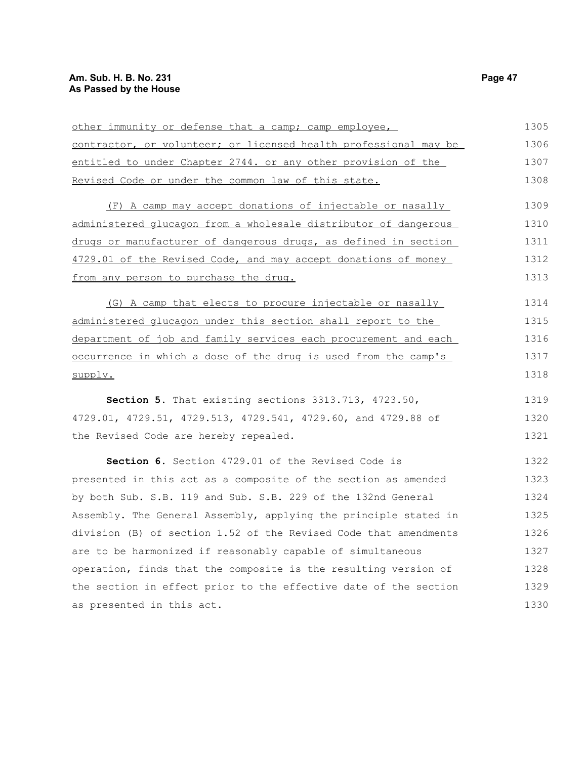other immunity or defense that a camp; camp employee, contractor, or volunteer; or licensed health professional may be entitled to under Chapter 2744. or any other provision of the Revised Code or under the common law of this state.

(F) A camp may accept donations of injectable or nasally administered glucagon from a wholesale distributor of dangerous drugs or manufacturer of dangerous drugs, as defined in section 4729.01 of the Revised Code, and may accept donations of money from any person to purchase the drug.

(G) A camp that elects to procure injectable or nasally administered glucagon under this section shall report to the department of job and family services each procurement and each occurrence in which a dose of the drug is used from the camp's supply.

**Section 5.** That existing sections 3313.713, 4723.50, 4729.01, 4729.51, 4729.513, 4729.541, 4729.60, and 4729.88 of the Revised Code are hereby repealed.

**Section 6.** Section 4729.01 of the Revised Code is presented in this act as a composite of the section as amended by both Sub. S.B. 119 and Sub. S.B. 229 of the 132nd General Assembly. The General Assembly, applying the principle stated in division (B) of section 1.52 of the Revised Code that amendments are to be harmonized if reasonably capable of simultaneous operation, finds that the composite is the resulting version of the section in effect prior to the effective date of the section as presented in this act.